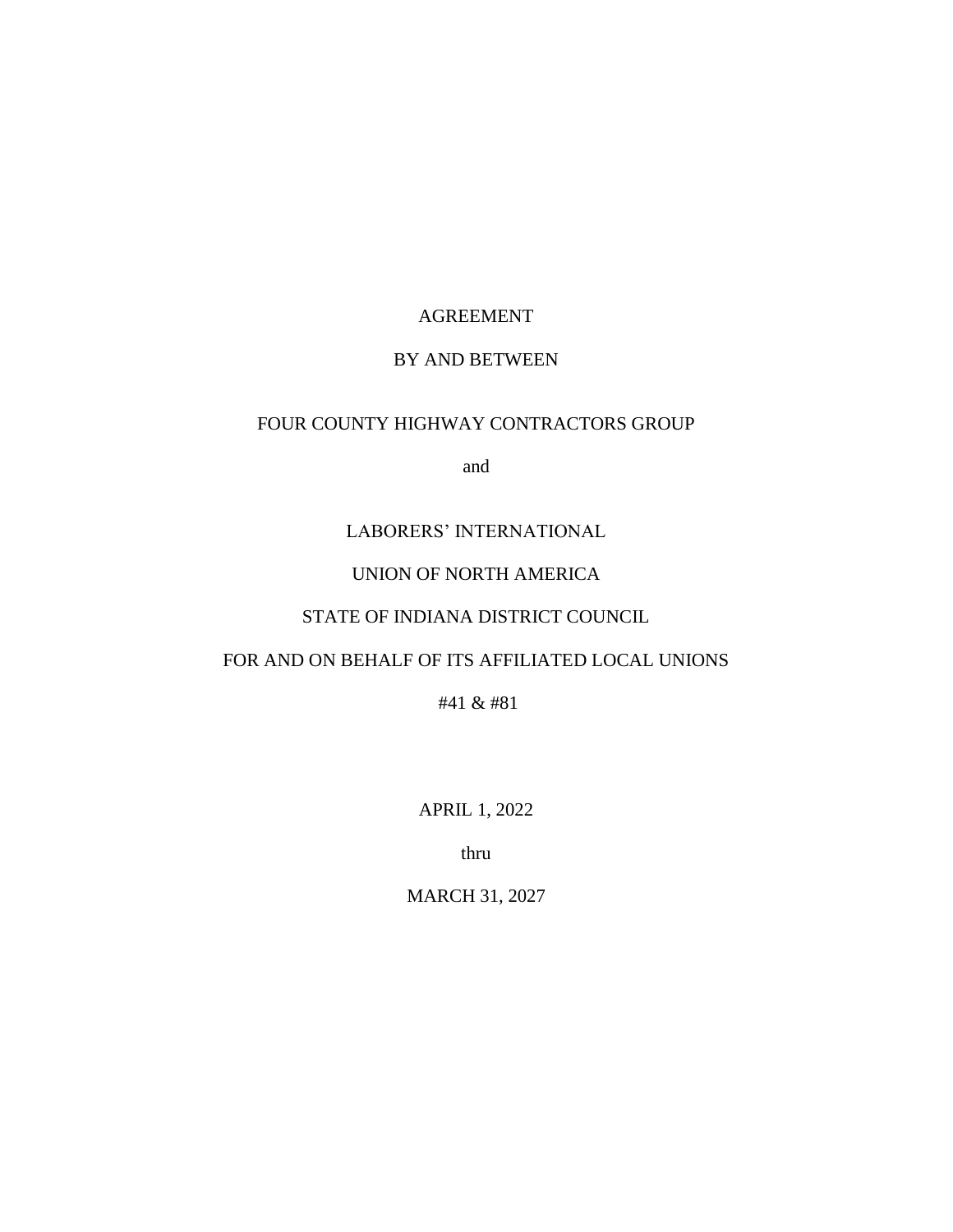AGREEMENT

BY AND BETWEEN

FOUR COUNTY HIGHWAY CONTRACTORS GROUP

and

LABORERS' INTERNATIONAL

UNION OF NORTH AMERICA

STATE OF INDIANA DISTRICT COUNCIL

FOR AND ON BEHALF OF ITS AFFILIATED LOCAL UNIONS

#41 & #81

APRIL 1, 2022

thru

MARCH 31, 2027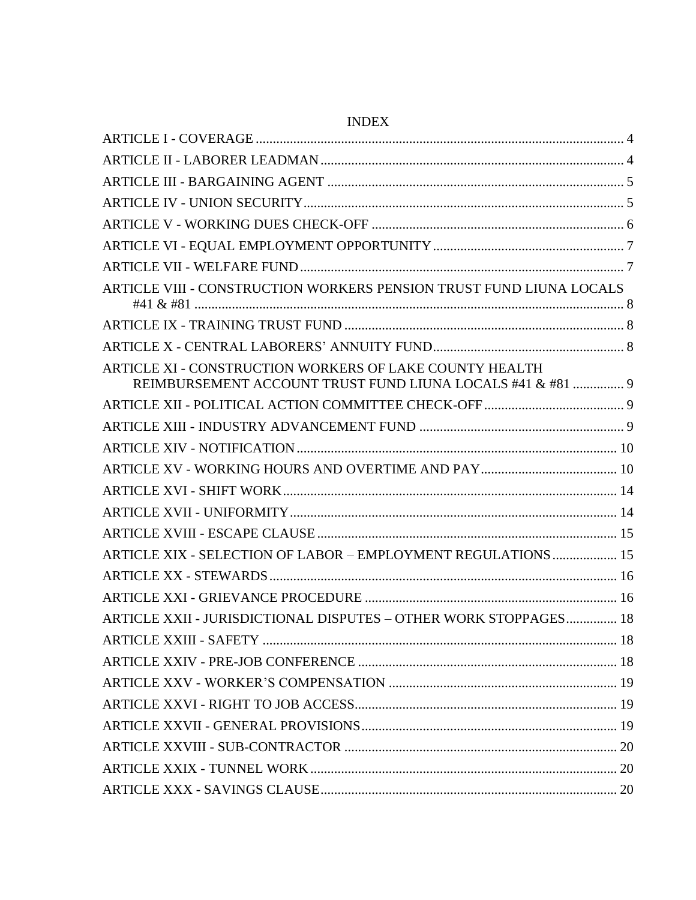# INDEX

ARTICLE I - COVERAGE ..... 4
ARTICLE II - LABORER LEADMAN ..... 4
ARTICLE III - BARGAINING AGENT ..... 5
ARTICLE IV - UNION SECURITY ..... 5
ARTICLE V - WORKING DUES CHECK-OFF ..... 6
ARTICLE VI - EQUAL EMPLOYMENT OPPORTUNITY ..... 7
ARTICLE VII - WELFARE FUND ..... 7
ARTICLE VIII - CONSTRUCTION WORKERS PENSION TRUST FUND LIUNA LOCALS #41 & #81 ..... 8
ARTICLE IX - TRAINING TRUST FUND ..... 8
ARTICLE X - CENTRAL LABORERS' ANNUITY FUND ..... 8
ARTICLE XI - CONSTRUCTION WORKERS OF LAKE COUNTY HEALTH REIMBURSEMENT ACCOUNT TRUST FUND LIUNA LOCALS #41 & #81 ..... 9
ARTICLE XII - POLITICAL ACTION COMMITTEE CHECK-OFF ..... 9
ARTICLE XIII - INDUSTRY ADVANCEMENT FUND ..... 9
ARTICLE XIV - NOTIFICATION ..... 10
ARTICLE XV - WORKING HOURS AND OVERTIME AND PAY ..... 10
ARTICLE XVI - SHIFT WORK ..... 14
ARTICLE XVII - UNIFORMITY ..... 14
ARTICLE XVIII - ESCAPE CLAUSE ..... 15
ARTICLE XIX - SELECTION OF LABOR – EMPLOYMENT REGULATIONS ..... 15
ARTICLE XX - STEWARDS ..... 16
ARTICLE XXI - GRIEVANCE PROCEDURE ..... 16
ARTICLE XXII - JURISDICTIONAL DISPUTES – OTHER WORK STOPPAGES ..... 18
ARTICLE XXIII - SAFETY ..... 18
ARTICLE XXIV - PRE-JOB CONFERENCE ..... 18
ARTICLE XXV - WORKER'S COMPENSATION ..... 19
ARTICLE XXVI - RIGHT TO JOB ACCESS ..... 19
ARTICLE XXVII - GENERAL PROVISIONS ..... 19
ARTICLE XXVIII - SUB-CONTRACTOR ..... 20
ARTICLE XXIX - TUNNEL WORK ..... 20
ARTICLE XXX - SAVINGS CLAUSE ..... 20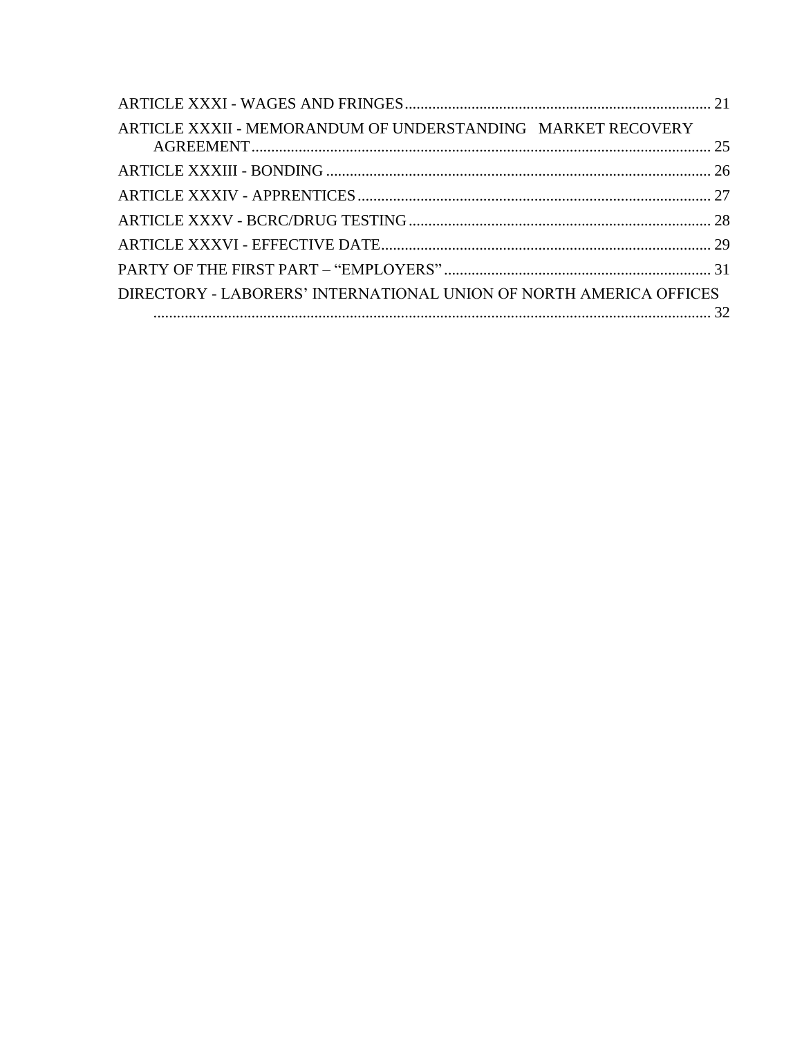ARTICLE XXXI - WAGES AND FRINGES.............................................................................. 21

ARTICLE XXXII - MEMORANDUM OF UNDERSTANDING   MARKET RECOVERY AGREEMENT..................................................................................................................... 25

ARTICLE XXXIII - BONDING .................................................................................................. 26

ARTICLE XXXIV - APPRENTICES.......................................................................................... 27

ARTICLE XXXV - BCRC/DRUG TESTING............................................................................. 28

ARTICLE XXXVI - EFFECTIVE DATE.................................................................................... 29

PARTY OF THE FIRST PART – "EMPLOYERS" .................................................................... 31

DIRECTORY - LABORERS' INTERNATIONAL UNION OF NORTH AMERICA OFFICES ............................................................................................................................................... 32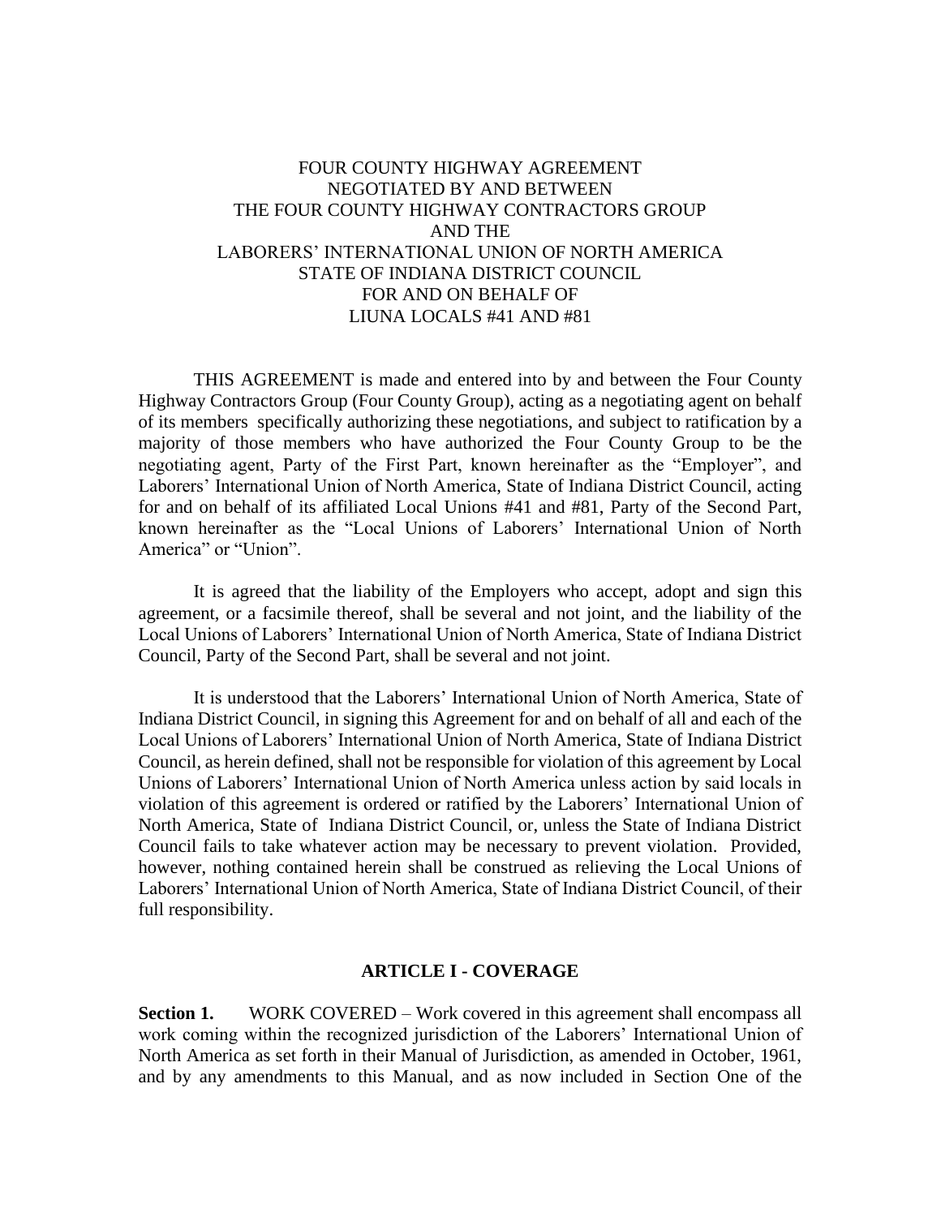FOUR COUNTY HIGHWAY AGREEMENT
NEGOTIATED BY AND BETWEEN
THE FOUR COUNTY HIGHWAY CONTRACTORS GROUP
AND THE
LABORERS' INTERNATIONAL UNION OF NORTH AMERICA
STATE OF INDIANA DISTRICT COUNCIL
FOR AND ON BEHALF OF
LIUNA LOCALS #41 AND #81

THIS AGREEMENT is made and entered into by and between the Four County Highway Contractors Group (Four County Group), acting as a negotiating agent on behalf of its members specifically authorizing these negotiations, and subject to ratification by a majority of those members who have authorized the Four County Group to be the negotiating agent, Party of the First Part, known hereinafter as the "Employer", and Laborers' International Union of North America, State of Indiana District Council, acting for and on behalf of its affiliated Local Unions #41 and #81, Party of the Second Part, known hereinafter as the "Local Unions of Laborers' International Union of North America" or "Union".

It is agreed that the liability of the Employers who accept, adopt and sign this agreement, or a facsimile thereof, shall be several and not joint, and the liability of the Local Unions of Laborers' International Union of North America, State of Indiana District Council, Party of the Second Part, shall be several and not joint.

It is understood that the Laborers' International Union of North America, State of Indiana District Council, in signing this Agreement for and on behalf of all and each of the Local Unions of Laborers' International Union of North America, State of Indiana District Council, as herein defined, shall not be responsible for violation of this agreement by Local Unions of Laborers' International Union of North America unless action by said locals in violation of this agreement is ordered or ratified by the Laborers' International Union of North America, State of Indiana District Council, or, unless the State of Indiana District Council fails to take whatever action may be necessary to prevent violation. Provided, however, nothing contained herein shall be construed as relieving the Local Unions of Laborers' International Union of North America, State of Indiana District Council, of their full responsibility.

## ARTICLE I - COVERAGE

**Section 1.** WORK COVERED – Work covered in this agreement shall encompass all work coming within the recognized jurisdiction of the Laborers' International Union of North America as set forth in their Manual of Jurisdiction, as amended in October, 1961, and by any amendments to this Manual, and as now included in Section One of the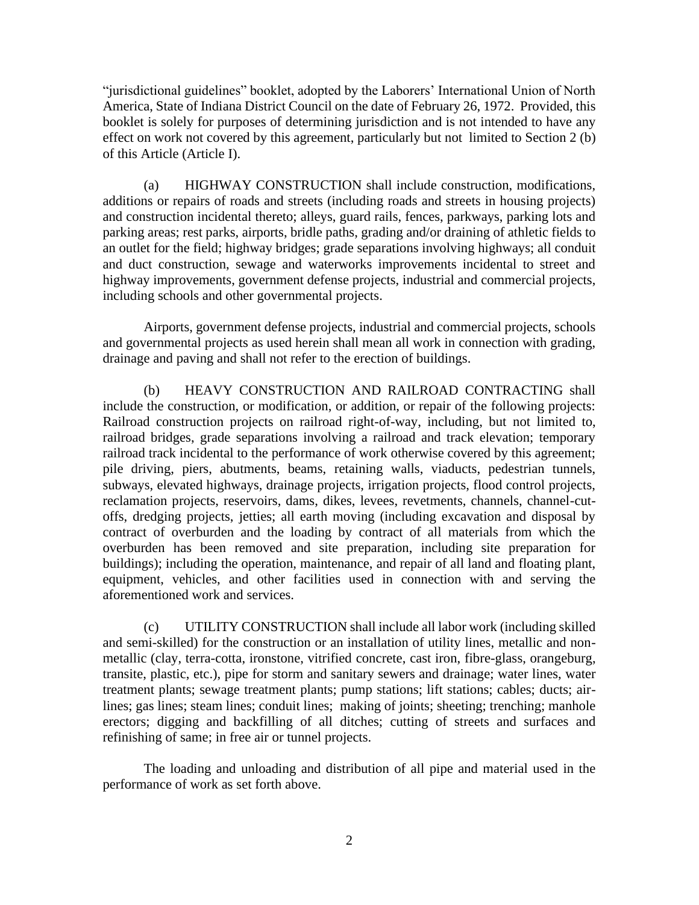"jurisdictional guidelines" booklet, adopted by the Laborers' International Union of North America, State of Indiana District Council on the date of February 26, 1972. Provided, this booklet is solely for purposes of determining jurisdiction and is not intended to have any effect on work not covered by this agreement, particularly but not limited to Section 2 (b) of this Article (Article I).

(a) HIGHWAY CONSTRUCTION shall include construction, modifications, additions or repairs of roads and streets (including roads and streets in housing projects) and construction incidental thereto; alleys, guard rails, fences, parkways, parking lots and parking areas; rest parks, airports, bridle paths, grading and/or draining of athletic fields to an outlet for the field; highway bridges; grade separations involving highways; all conduit and duct construction, sewage and waterworks improvements incidental to street and highway improvements, government defense projects, industrial and commercial projects, including schools and other governmental projects.

Airports, government defense projects, industrial and commercial projects, schools and governmental projects as used herein shall mean all work in connection with grading, drainage and paving and shall not refer to the erection of buildings.

(b) HEAVY CONSTRUCTION AND RAILROAD CONTRACTING shall include the construction, or modification, or addition, or repair of the following projects: Railroad construction projects on railroad right-of-way, including, but not limited to, railroad bridges, grade separations involving a railroad and track elevation; temporary railroad track incidental to the performance of work otherwise covered by this agreement; pile driving, piers, abutments, beams, retaining walls, viaducts, pedestrian tunnels, subways, elevated highways, drainage projects, irrigation projects, flood control projects, reclamation projects, reservoirs, dams, dikes, levees, revetments, channels, channel-cut-offs, dredging projects, jetties; all earth moving (including excavation and disposal by contract of overburden and the loading by contract of all materials from which the overburden has been removed and site preparation, including site preparation for buildings); including the operation, maintenance, and repair of all land and floating plant, equipment, vehicles, and other facilities used in connection with and serving the aforementioned work and services.

(c) UTILITY CONSTRUCTION shall include all labor work (including skilled and semi-skilled) for the construction or an installation of utility lines, metallic and non-metallic (clay, terra-cotta, ironstone, vitrified concrete, cast iron, fibre-glass, orangeburg, transite, plastic, etc.), pipe for storm and sanitary sewers and drainage; water lines, water treatment plants; sewage treatment plants; pump stations; lift stations; cables; ducts; air-lines; gas lines; steam lines; conduit lines; making of joints; sheeting; trenching; manhole erectors; digging and backfilling of all ditches; cutting of streets and surfaces and refinishing of same; in free air or tunnel projects.

The loading and unloading and distribution of all pipe and material used in the performance of work as set forth above.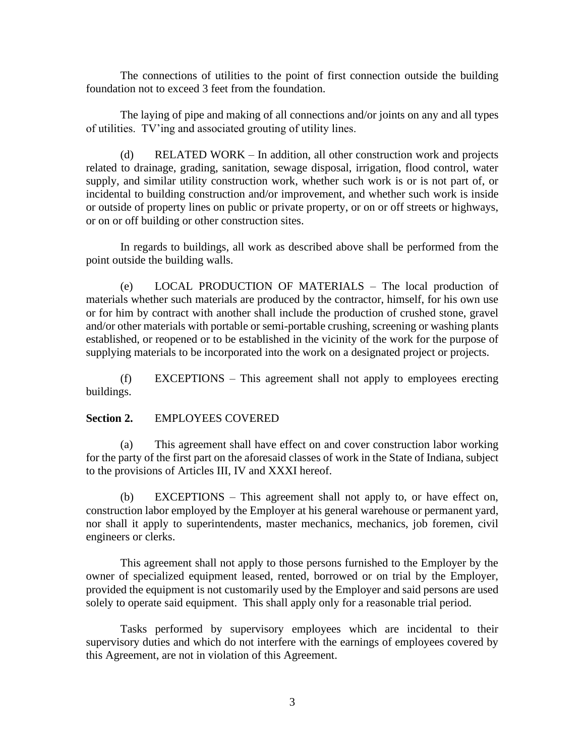The connections of utilities to the point of first connection outside the building foundation not to exceed 3 feet from the foundation.

The laying of pipe and making of all connections and/or joints on any and all types of utilities. TV'ing and associated grouting of utility lines.

(d) RELATED WORK – In addition, all other construction work and projects related to drainage, grading, sanitation, sewage disposal, irrigation, flood control, water supply, and similar utility construction work, whether such work is or is not part of, or incidental to building construction and/or improvement, and whether such work is inside or outside of property lines on public or private property, or on or off streets or highways, or on or off building or other construction sites.

In regards to buildings, all work as described above shall be performed from the point outside the building walls.

(e) LOCAL PRODUCTION OF MATERIALS – The local production of materials whether such materials are produced by the contractor, himself, for his own use or for him by contract with another shall include the production of crushed stone, gravel and/or other materials with portable or semi-portable crushing, screening or washing plants established, or reopened or to be established in the vicinity of the work for the purpose of supplying materials to be incorporated into the work on a designated project or projects.

(f) EXCEPTIONS – This agreement shall not apply to employees erecting buildings.

**Section 2.** EMPLOYEES COVERED

(a) This agreement shall have effect on and cover construction labor working for the party of the first part on the aforesaid classes of work in the State of Indiana, subject to the provisions of Articles III, IV and XXXI hereof.

(b) EXCEPTIONS – This agreement shall not apply to, or have effect on, construction labor employed by the Employer at his general warehouse or permanent yard, nor shall it apply to superintendents, master mechanics, mechanics, job foremen, civil engineers or clerks.

This agreement shall not apply to those persons furnished to the Employer by the owner of specialized equipment leased, rented, borrowed or on trial by the Employer, provided the equipment is not customarily used by the Employer and said persons are used solely to operate said equipment. This shall apply only for a reasonable trial period.

Tasks performed by supervisory employees which are incidental to their supervisory duties and which do not interfere with the earnings of employees covered by this Agreement, are not in violation of this Agreement.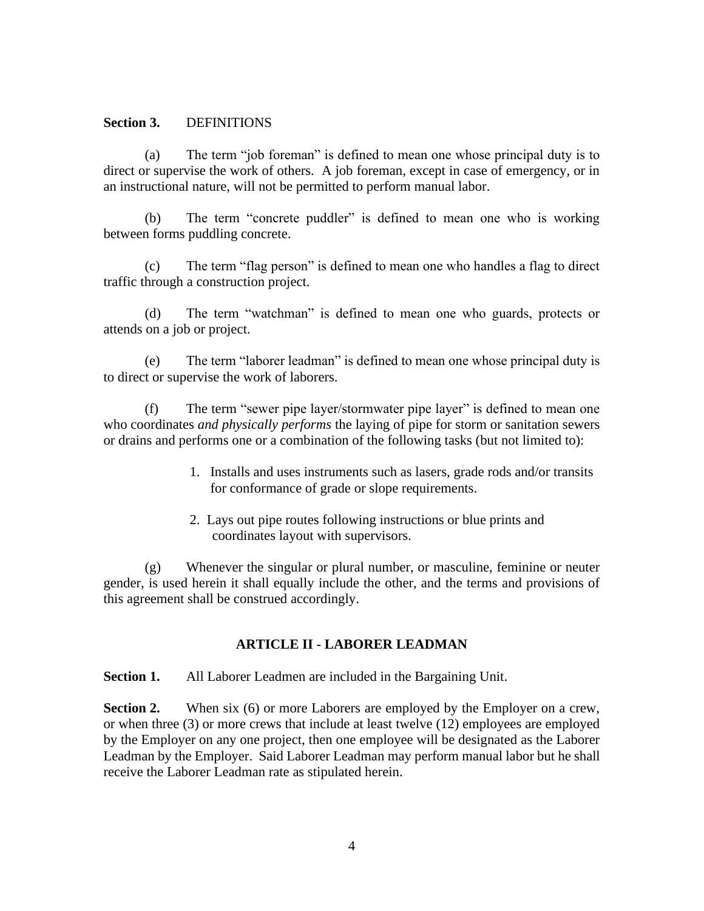**Section 3.** DEFINITIONS

(a) The term "job foreman" is defined to mean one whose principal duty is to direct or supervise the work of others. A job foreman, except in case of emergency, or in an instructional nature, will not be permitted to perform manual labor.

(b) The term "concrete puddler" is defined to mean one who is working between forms puddling concrete.

(c) The term "flag person" is defined to mean one who handles a flag to direct traffic through a construction project.

(d) The term "watchman" is defined to mean one who guards, protects or attends on a job or project.

(e) The term "laborer leadman" is defined to mean one whose principal duty is to direct or supervise the work of laborers.

(f) The term "sewer pipe layer/stormwater pipe layer" is defined to mean one who coordinates *and physically performs* the laying of pipe for storm or sanitation sewers or drains and performs one or a combination of the following tasks (but not limited to):

1. Installs and uses instruments such as lasers, grade rods and/or transits for conformance of grade or slope requirements.
2. Lays out pipe routes following instructions or blue prints and coordinates layout with supervisors.

(g) Whenever the singular or plural number, or masculine, feminine or neuter gender, is used herein it shall equally include the other, and the terms and provisions of this agreement shall be construed accordingly.

## ARTICLE II - LABORER LEADMAN

**Section 1.** All Laborer Leadmen are included in the Bargaining Unit.

**Section 2.** When six (6) or more Laborers are employed by the Employer on a crew, or when three (3) or more crews that include at least twelve (12) employees are employed by the Employer on any one project, then one employee will be designated as the Laborer Leadman by the Employer. Said Laborer Leadman may perform manual labor but he shall receive the Laborer Leadman rate as stipulated herein.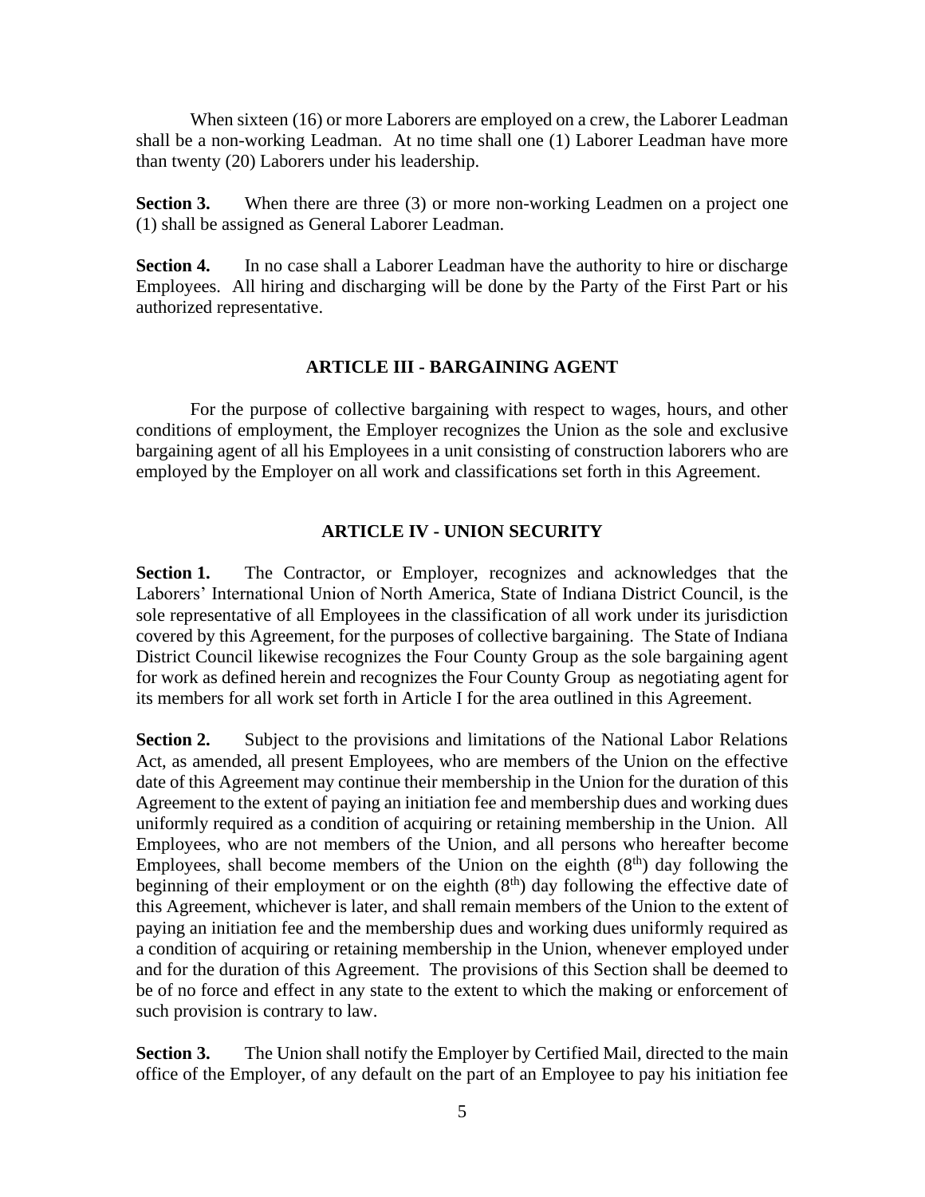When sixteen (16) or more Laborers are employed on a crew, the Laborer Leadman shall be a non-working Leadman. At no time shall one (1) Laborer Leadman have more than twenty (20) Laborers under his leadership.

**Section 3.** When there are three (3) or more non-working Leadmen on a project one (1) shall be assigned as General Laborer Leadman.

**Section 4.** In no case shall a Laborer Leadman have the authority to hire or discharge Employees. All hiring and discharging will be done by the Party of the First Part or his authorized representative.

## ARTICLE III - BARGAINING AGENT

For the purpose of collective bargaining with respect to wages, hours, and other conditions of employment, the Employer recognizes the Union as the sole and exclusive bargaining agent of all his Employees in a unit consisting of construction laborers who are employed by the Employer on all work and classifications set forth in this Agreement.

## ARTICLE IV - UNION SECURITY

**Section 1.** The Contractor, or Employer, recognizes and acknowledges that the Laborers' International Union of North America, State of Indiana District Council, is the sole representative of all Employees in the classification of all work under its jurisdiction covered by this Agreement, for the purposes of collective bargaining. The State of Indiana District Council likewise recognizes the Four County Group as the sole bargaining agent for work as defined herein and recognizes the Four County Group as negotiating agent for its members for all work set forth in Article I for the area outlined in this Agreement.

**Section 2.** Subject to the provisions and limitations of the National Labor Relations Act, as amended, all present Employees, who are members of the Union on the effective date of this Agreement may continue their membership in the Union for the duration of this Agreement to the extent of paying an initiation fee and membership dues and working dues uniformly required as a condition of acquiring or retaining membership in the Union. All Employees, who are not members of the Union, and all persons who hereafter become Employees, shall become members of the Union on the eighth (8th) day following the beginning of their employment or on the eighth (8th) day following the effective date of this Agreement, whichever is later, and shall remain members of the Union to the extent of paying an initiation fee and the membership dues and working dues uniformly required as a condition of acquiring or retaining membership in the Union, whenever employed under and for the duration of this Agreement. The provisions of this Section shall be deemed to be of no force and effect in any state to the extent to which the making or enforcement of such provision is contrary to law.

**Section 3.** The Union shall notify the Employer by Certified Mail, directed to the main office of the Employer, of any default on the part of an Employee to pay his initiation fee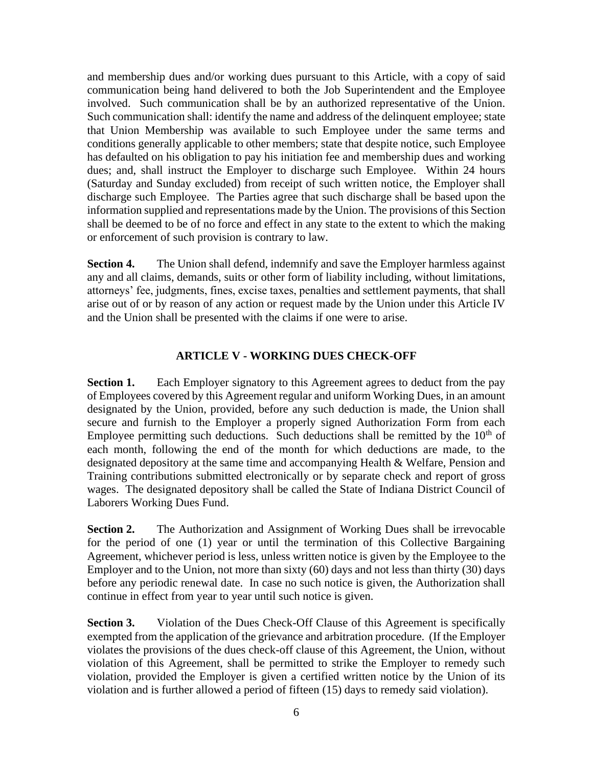and membership dues and/or working dues pursuant to this Article, with a copy of said communication being hand delivered to both the Job Superintendent and the Employee involved. Such communication shall be by an authorized representative of the Union. Such communication shall: identify the name and address of the delinquent employee; state that Union Membership was available to such Employee under the same terms and conditions generally applicable to other members; state that despite notice, such Employee has defaulted on his obligation to pay his initiation fee and membership dues and working dues; and, shall instruct the Employer to discharge such Employee. Within 24 hours (Saturday and Sunday excluded) from receipt of such written notice, the Employer shall discharge such Employee. The Parties agree that such discharge shall be based upon the information supplied and representations made by the Union. The provisions of this Section shall be deemed to be of no force and effect in any state to the extent to which the making or enforcement of such provision is contrary to law.

**Section 4.** The Union shall defend, indemnify and save the Employer harmless against any and all claims, demands, suits or other form of liability including, without limitations, attorneys' fee, judgments, fines, excise taxes, penalties and settlement payments, that shall arise out of or by reason of any action or request made by the Union under this Article IV and the Union shall be presented with the claims if one were to arise.

## ARTICLE V - WORKING DUES CHECK-OFF

**Section 1.** Each Employer signatory to this Agreement agrees to deduct from the pay of Employees covered by this Agreement regular and uniform Working Dues, in an amount designated by the Union, provided, before any such deduction is made, the Union shall secure and furnish to the Employer a properly signed Authorization Form from each Employee permitting such deductions. Such deductions shall be remitted by the 10th of each month, following the end of the month for which deductions are made, to the designated depository at the same time and accompanying Health & Welfare, Pension and Training contributions submitted electronically or by separate check and report of gross wages. The designated depository shall be called the State of Indiana District Council of Laborers Working Dues Fund.

**Section 2.** The Authorization and Assignment of Working Dues shall be irrevocable for the period of one (1) year or until the termination of this Collective Bargaining Agreement, whichever period is less, unless written notice is given by the Employee to the Employer and to the Union, not more than sixty (60) days and not less than thirty (30) days before any periodic renewal date. In case no such notice is given, the Authorization shall continue in effect from year to year until such notice is given.

**Section 3.** Violation of the Dues Check-Off Clause of this Agreement is specifically exempted from the application of the grievance and arbitration procedure. (If the Employer violates the provisions of the dues check-off clause of this Agreement, the Union, without violation of this Agreement, shall be permitted to strike the Employer to remedy such violation, provided the Employer is given a certified written notice by the Union of its violation and is further allowed a period of fifteen (15) days to remedy said violation).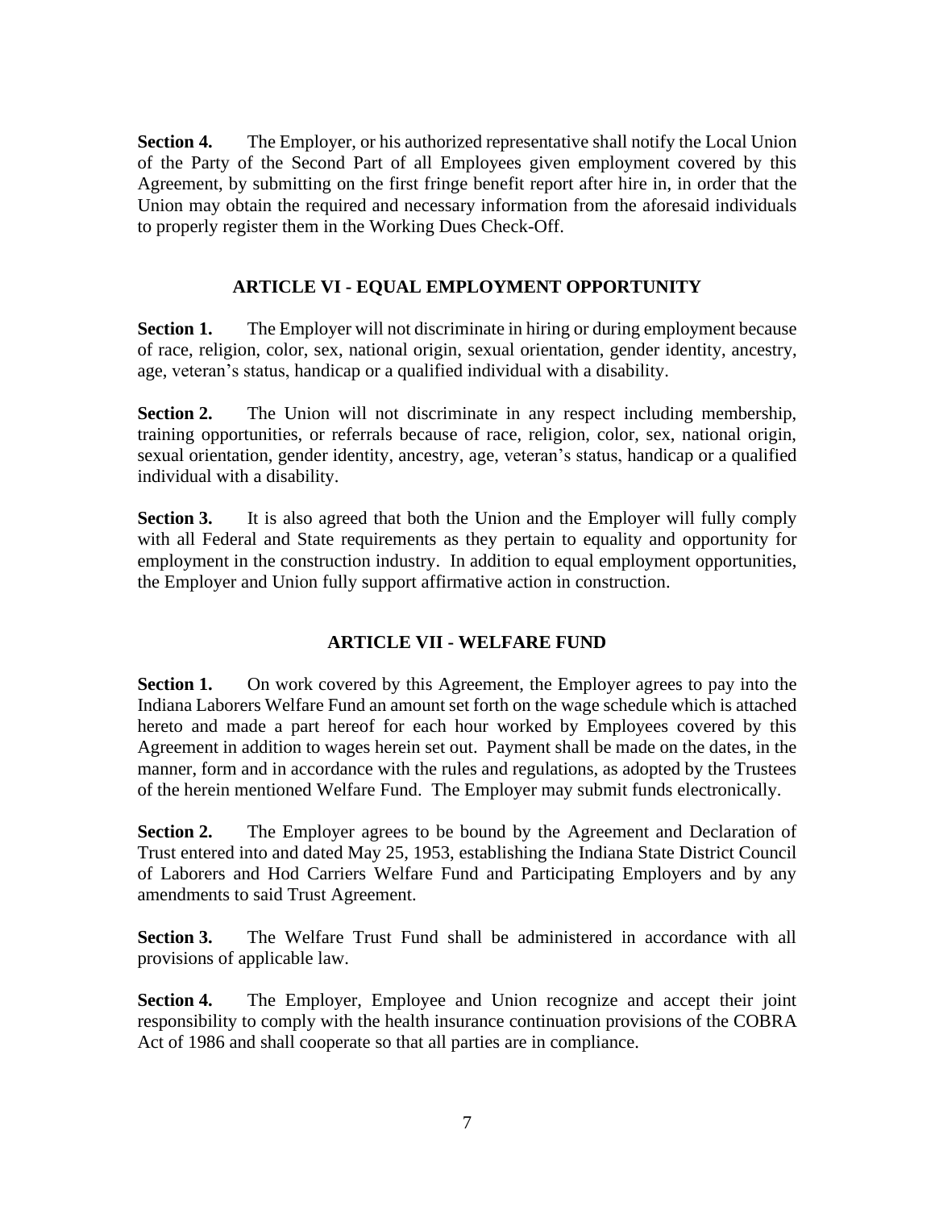**Section 4.** The Employer, or his authorized representative shall notify the Local Union of the Party of the Second Part of all Employees given employment covered by this Agreement, by submitting on the first fringe benefit report after hire in, in order that the Union may obtain the required and necessary information from the aforesaid individuals to properly register them in the Working Dues Check-Off.

## ARTICLE VI - EQUAL EMPLOYMENT OPPORTUNITY

**Section 1.** The Employer will not discriminate in hiring or during employment because of race, religion, color, sex, national origin, sexual orientation, gender identity, ancestry, age, veteran's status, handicap or a qualified individual with a disability.

**Section 2.** The Union will not discriminate in any respect including membership, training opportunities, or referrals because of race, religion, color, sex, national origin, sexual orientation, gender identity, ancestry, age, veteran's status, handicap or a qualified individual with a disability.

**Section 3.** It is also agreed that both the Union and the Employer will fully comply with all Federal and State requirements as they pertain to equality and opportunity for employment in the construction industry. In addition to equal employment opportunities, the Employer and Union fully support affirmative action in construction.

## ARTICLE VII - WELFARE FUND

**Section 1.** On work covered by this Agreement, the Employer agrees to pay into the Indiana Laborers Welfare Fund an amount set forth on the wage schedule which is attached hereto and made a part hereof for each hour worked by Employees covered by this Agreement in addition to wages herein set out. Payment shall be made on the dates, in the manner, form and in accordance with the rules and regulations, as adopted by the Trustees of the herein mentioned Welfare Fund. The Employer may submit funds electronically.

**Section 2.** The Employer agrees to be bound by the Agreement and Declaration of Trust entered into and dated May 25, 1953, establishing the Indiana State District Council of Laborers and Hod Carriers Welfare Fund and Participating Employers and by any amendments to said Trust Agreement.

**Section 3.** The Welfare Trust Fund shall be administered in accordance with all provisions of applicable law.

**Section 4.** The Employer, Employee and Union recognize and accept their joint responsibility to comply with the health insurance continuation provisions of the COBRA Act of 1986 and shall cooperate so that all parties are in compliance.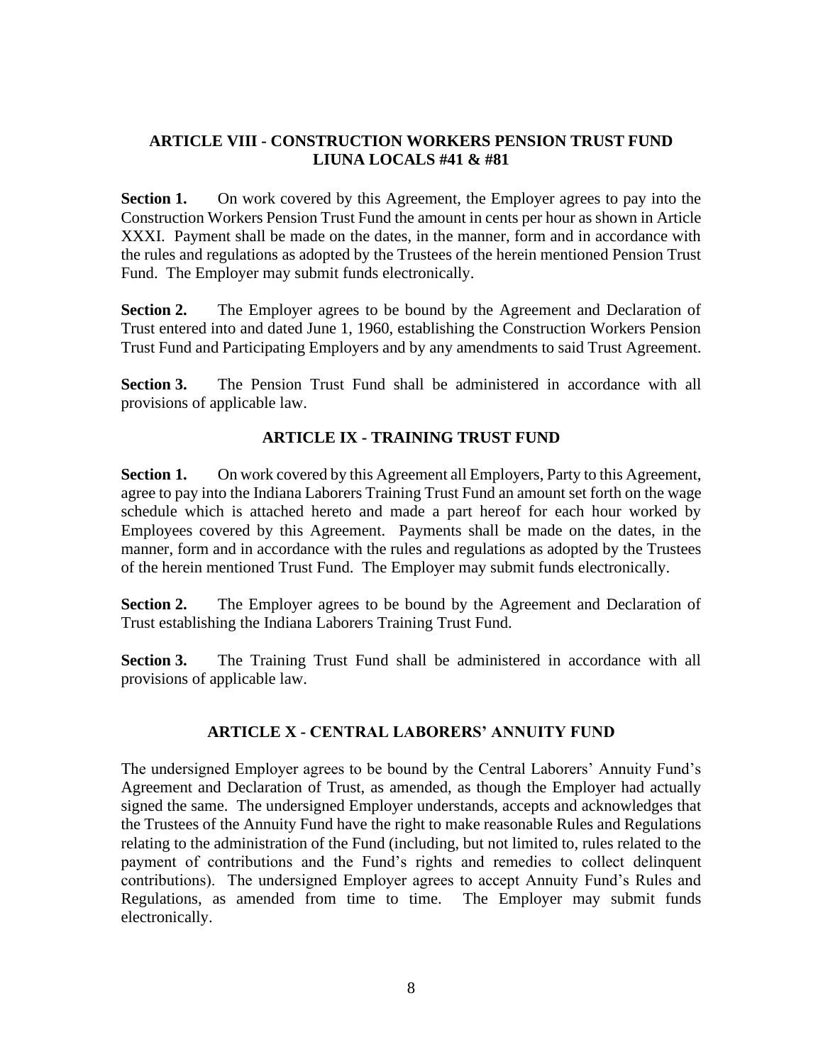## ARTICLE VIII - CONSTRUCTION WORKERS PENSION TRUST FUND LIUNA LOCALS #41 & #81

**Section 1.** On work covered by this Agreement, the Employer agrees to pay into the Construction Workers Pension Trust Fund the amount in cents per hour as shown in Article XXXI. Payment shall be made on the dates, in the manner, form and in accordance with the rules and regulations as adopted by the Trustees of the herein mentioned Pension Trust Fund. The Employer may submit funds electronically.

**Section 2.** The Employer agrees to be bound by the Agreement and Declaration of Trust entered into and dated June 1, 1960, establishing the Construction Workers Pension Trust Fund and Participating Employers and by any amendments to said Trust Agreement.

**Section 3.** The Pension Trust Fund shall be administered in accordance with all provisions of applicable law.

## ARTICLE IX - TRAINING TRUST FUND

**Section 1.** On work covered by this Agreement all Employers, Party to this Agreement, agree to pay into the Indiana Laborers Training Trust Fund an amount set forth on the wage schedule which is attached hereto and made a part hereof for each hour worked by Employees covered by this Agreement. Payments shall be made on the dates, in the manner, form and in accordance with the rules and regulations as adopted by the Trustees of the herein mentioned Trust Fund. The Employer may submit funds electronically.

**Section 2.** The Employer agrees to be bound by the Agreement and Declaration of Trust establishing the Indiana Laborers Training Trust Fund.

**Section 3.** The Training Trust Fund shall be administered in accordance with all provisions of applicable law.

## ARTICLE X - CENTRAL LABORERS' ANNUITY FUND

The undersigned Employer agrees to be bound by the Central Laborers' Annuity Fund's Agreement and Declaration of Trust, as amended, as though the Employer had actually signed the same. The undersigned Employer understands, accepts and acknowledges that the Trustees of the Annuity Fund have the right to make reasonable Rules and Regulations relating to the administration of the Fund (including, but not limited to, rules related to the payment of contributions and the Fund's rights and remedies to collect delinquent contributions). The undersigned Employer agrees to accept Annuity Fund's Rules and Regulations, as amended from time to time. The Employer may submit funds electronically.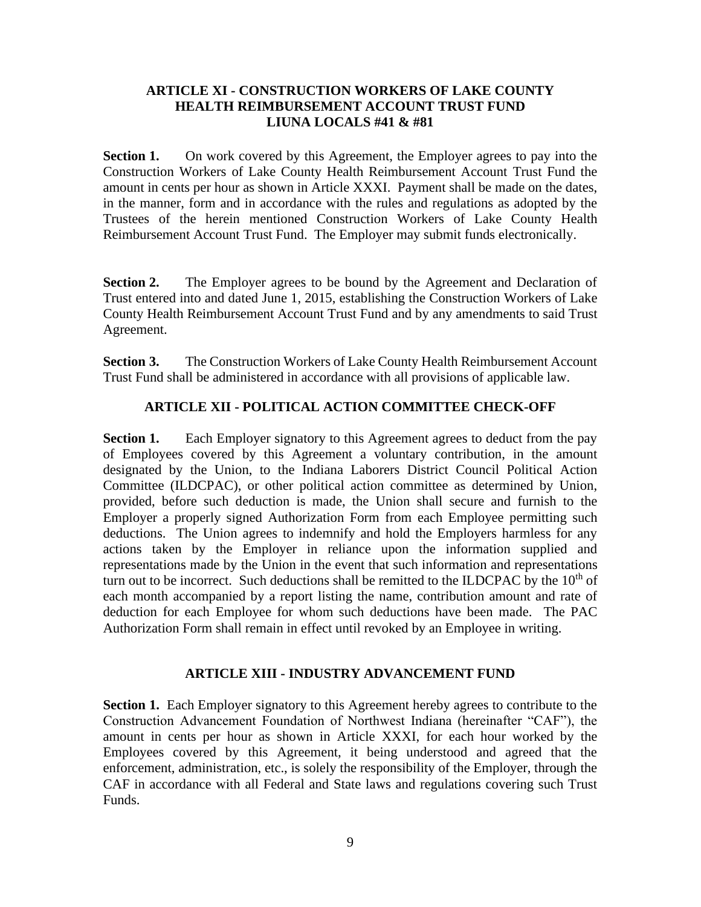## ARTICLE XI - CONSTRUCTION WORKERS OF LAKE COUNTY HEALTH REIMBURSEMENT ACCOUNT TRUST FUND LIUNA LOCALS #41 & #81

**Section 1.** On work covered by this Agreement, the Employer agrees to pay into the Construction Workers of Lake County Health Reimbursement Account Trust Fund the amount in cents per hour as shown in Article XXXI. Payment shall be made on the dates, in the manner, form and in accordance with the rules and regulations as adopted by the Trustees of the herein mentioned Construction Workers of Lake County Health Reimbursement Account Trust Fund. The Employer may submit funds electronically.

**Section 2.** The Employer agrees to be bound by the Agreement and Declaration of Trust entered into and dated June 1, 2015, establishing the Construction Workers of Lake County Health Reimbursement Account Trust Fund and by any amendments to said Trust Agreement.

**Section 3.** The Construction Workers of Lake County Health Reimbursement Account Trust Fund shall be administered in accordance with all provisions of applicable law.

## ARTICLE XII - POLITICAL ACTION COMMITTEE CHECK-OFF

**Section 1.** Each Employer signatory to this Agreement agrees to deduct from the pay of Employees covered by this Agreement a voluntary contribution, in the amount designated by the Union, to the Indiana Laborers District Council Political Action Committee (ILDCPAC), or other political action committee as determined by Union, provided, before such deduction is made, the Union shall secure and furnish to the Employer a properly signed Authorization Form from each Employee permitting such deductions. The Union agrees to indemnify and hold the Employers harmless for any actions taken by the Employer in reliance upon the information supplied and representations made by the Union in the event that such information and representations turn out to be incorrect. Such deductions shall be remitted to the ILDCPAC by the 10th of each month accompanied by a report listing the name, contribution amount and rate of deduction for each Employee for whom such deductions have been made. The PAC Authorization Form shall remain in effect until revoked by an Employee in writing.

## ARTICLE XIII - INDUSTRY ADVANCEMENT FUND

**Section 1.** Each Employer signatory to this Agreement hereby agrees to contribute to the Construction Advancement Foundation of Northwest Indiana (hereinafter "CAF"), the amount in cents per hour as shown in Article XXXI, for each hour worked by the Employees covered by this Agreement, it being understood and agreed that the enforcement, administration, etc., is solely the responsibility of the Employer, through the CAF in accordance with all Federal and State laws and regulations covering such Trust Funds.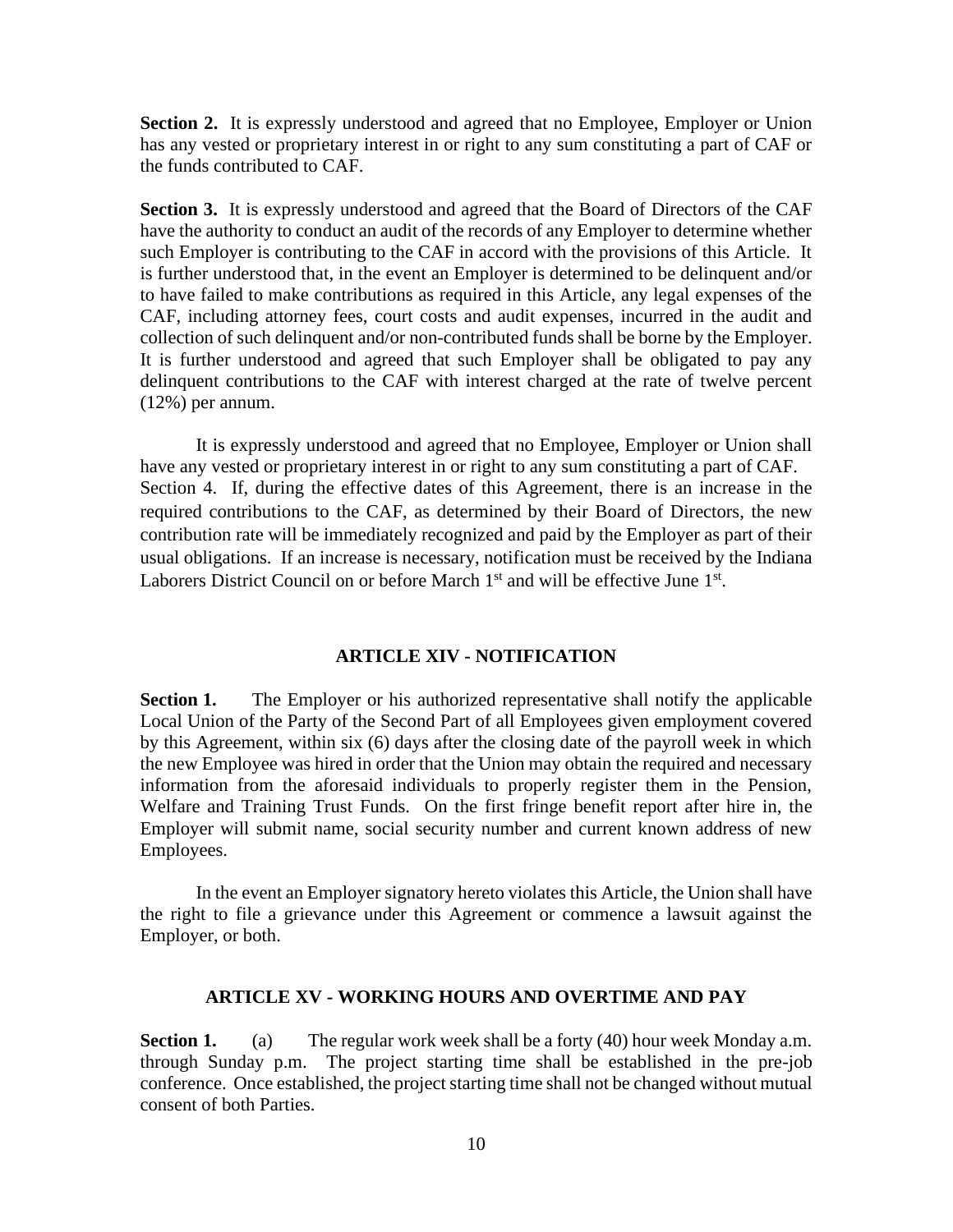**Section 2.** It is expressly understood and agreed that no Employee, Employer or Union has any vested or proprietary interest in or right to any sum constituting a part of CAF or the funds contributed to CAF.

**Section 3.** It is expressly understood and agreed that the Board of Directors of the CAF have the authority to conduct an audit of the records of any Employer to determine whether such Employer is contributing to the CAF in accord with the provisions of this Article. It is further understood that, in the event an Employer is determined to be delinquent and/or to have failed to make contributions as required in this Article, any legal expenses of the CAF, including attorney fees, court costs and audit expenses, incurred in the audit and collection of such delinquent and/or non-contributed funds shall be borne by the Employer. It is further understood and agreed that such Employer shall be obligated to pay any delinquent contributions to the CAF with interest charged at the rate of twelve percent (12%) per annum.

It is expressly understood and agreed that no Employee, Employer or Union shall have any vested or proprietary interest in or right to any sum constituting a part of CAF.

Section 4. If, during the effective dates of this Agreement, there is an increase in the required contributions to the CAF, as determined by their Board of Directors, the new contribution rate will be immediately recognized and paid by the Employer as part of their usual obligations. If an increase is necessary, notification must be received by the Indiana Laborers District Council on or before March 1st and will be effective June 1st.

## ARTICLE XIV - NOTIFICATION

**Section 1.** The Employer or his authorized representative shall notify the applicable Local Union of the Party of the Second Part of all Employees given employment covered by this Agreement, within six (6) days after the closing date of the payroll week in which the new Employee was hired in order that the Union may obtain the required and necessary information from the aforesaid individuals to properly register them in the Pension, Welfare and Training Trust Funds. On the first fringe benefit report after hire in, the Employer will submit name, social security number and current known address of new Employees.

In the event an Employer signatory hereto violates this Article, the Union shall have the right to file a grievance under this Agreement or commence a lawsuit against the Employer, or both.

## ARTICLE XV - WORKING HOURS AND OVERTIME AND PAY

**Section 1.** (a) The regular work week shall be a forty (40) hour week Monday a.m. through Sunday p.m. The project starting time shall be established in the pre-job conference. Once established, the project starting time shall not be changed without mutual consent of both Parties.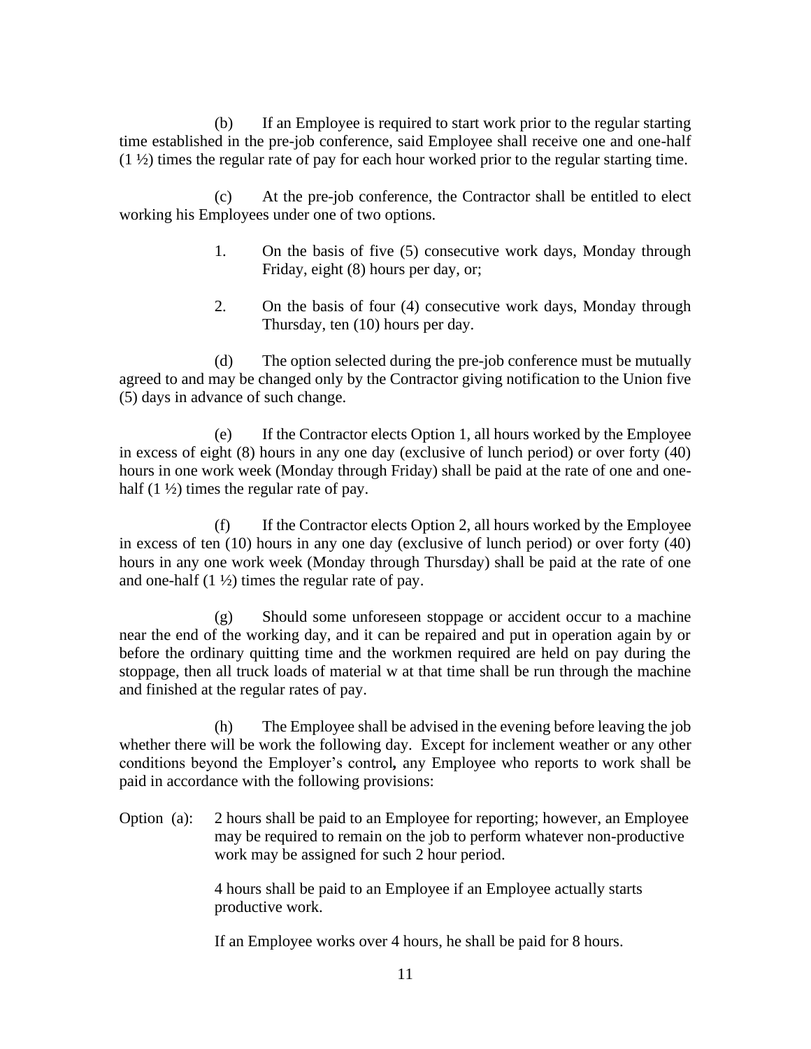(b) If an Employee is required to start work prior to the regular starting time established in the pre-job conference, said Employee shall receive one and one-half (1 ½) times the regular rate of pay for each hour worked prior to the regular starting time.

(c) At the pre-job conference, the Contractor shall be entitled to elect working his Employees under one of two options.

1. On the basis of five (5) consecutive work days, Monday through Friday, eight (8) hours per day, or;

2. On the basis of four (4) consecutive work days, Monday through Thursday, ten (10) hours per day.

(d) The option selected during the pre-job conference must be mutually agreed to and may be changed only by the Contractor giving notification to the Union five (5) days in advance of such change.

(e) If the Contractor elects Option 1, all hours worked by the Employee in excess of eight (8) hours in any one day (exclusive of lunch period) or over forty (40) hours in one work week (Monday through Friday) shall be paid at the rate of one and one-half (1 ½) times the regular rate of pay.

(f) If the Contractor elects Option 2, all hours worked by the Employee in excess of ten (10) hours in any one day (exclusive of lunch period) or over forty (40) hours in any one work week (Monday through Thursday) shall be paid at the rate of one and one-half (1 ½) times the regular rate of pay.

(g) Should some unforeseen stoppage or accident occur to a machine near the end of the working day, and it can be repaired and put in operation again by or before the ordinary quitting time and the workmen required are held on pay during the stoppage, then all truck loads of material w at that time shall be run through the machine and finished at the regular rates of pay.

(h) The Employee shall be advised in the evening before leaving the job whether there will be work the following day. Except for inclement weather or any other conditions beyond the Employer's control**,** any Employee who reports to work shall be paid in accordance with the following provisions:

Option (a): 2 hours shall be paid to an Employee for reporting; however, an Employee may be required to remain on the job to perform whatever non-productive work may be assigned for such 2 hour period.

4 hours shall be paid to an Employee if an Employee actually starts productive work.

If an Employee works over 4 hours, he shall be paid for 8 hours.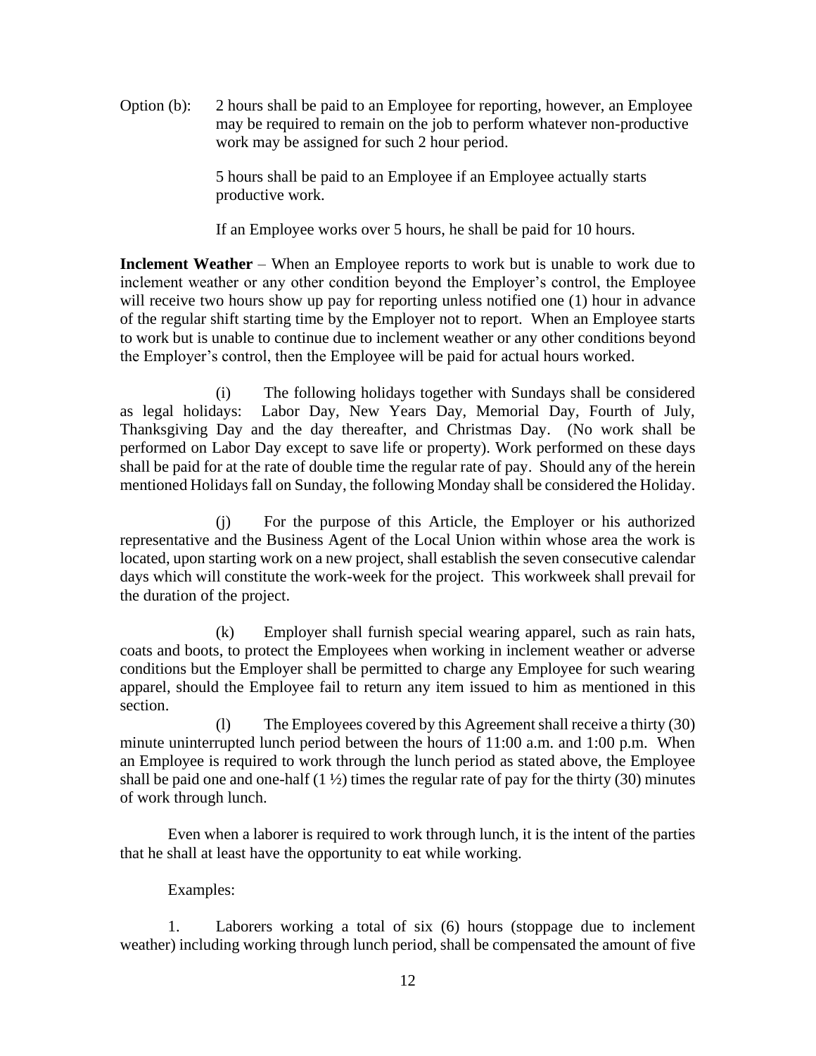Option (b): 2 hours shall be paid to an Employee for reporting, however, an Employee may be required to remain on the job to perform whatever non-productive work may be assigned for such 2 hour period.

5 hours shall be paid to an Employee if an Employee actually starts productive work.

If an Employee works over 5 hours, he shall be paid for 10 hours.

**Inclement Weather** – When an Employee reports to work but is unable to work due to inclement weather or any other condition beyond the Employer's control, the Employee will receive two hours show up pay for reporting unless notified one (1) hour in advance of the regular shift starting time by the Employer not to report. When an Employee starts to work but is unable to continue due to inclement weather or any other conditions beyond the Employer's control, then the Employee will be paid for actual hours worked.

(i) The following holidays together with Sundays shall be considered as legal holidays: Labor Day, New Years Day, Memorial Day, Fourth of July, Thanksgiving Day and the day thereafter, and Christmas Day. (No work shall be performed on Labor Day except to save life or property). Work performed on these days shall be paid for at the rate of double time the regular rate of pay. Should any of the herein mentioned Holidays fall on Sunday, the following Monday shall be considered the Holiday.

(j) For the purpose of this Article, the Employer or his authorized representative and the Business Agent of the Local Union within whose area the work is located, upon starting work on a new project, shall establish the seven consecutive calendar days which will constitute the work-week for the project. This workweek shall prevail for the duration of the project.

(k) Employer shall furnish special wearing apparel, such as rain hats, coats and boots, to protect the Employees when working in inclement weather or adverse conditions but the Employer shall be permitted to charge any Employee for such wearing apparel, should the Employee fail to return any item issued to him as mentioned in this section.

(l) The Employees covered by this Agreement shall receive a thirty (30) minute uninterrupted lunch period between the hours of 11:00 a.m. and 1:00 p.m. When an Employee is required to work through the lunch period as stated above, the Employee shall be paid one and one-half (1 ½) times the regular rate of pay for the thirty (30) minutes of work through lunch.

Even when a laborer is required to work through lunch, it is the intent of the parties that he shall at least have the opportunity to eat while working.

Examples:

1. Laborers working a total of six (6) hours (stoppage due to inclement weather) including working through lunch period, shall be compensated the amount of five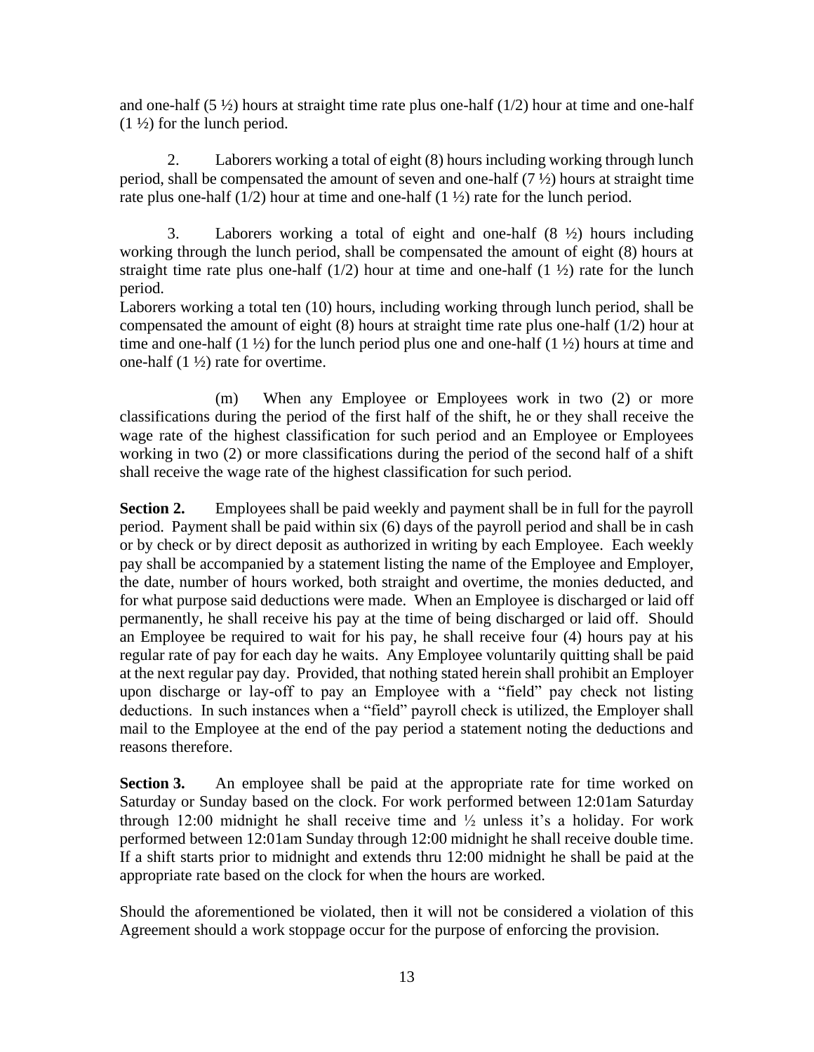and one-half (5 ½) hours at straight time rate plus one-half (1/2) hour at time and one-half (1 ½) for the lunch period.

2. Laborers working a total of eight (8) hours including working through lunch period, shall be compensated the amount of seven and one-half (7 ½) hours at straight time rate plus one-half (1/2) hour at time and one-half (1 ½) rate for the lunch period.

3. Laborers working a total of eight and one-half (8 ½) hours including working through the lunch period, shall be compensated the amount of eight (8) hours at straight time rate plus one-half (1/2) hour at time and one-half (1 ½) rate for the lunch period.

Laborers working a total ten (10) hours, including working through lunch period, shall be compensated the amount of eight (8) hours at straight time rate plus one-half (1/2) hour at time and one-half (1 ½) for the lunch period plus one and one-half (1 ½) hours at time and one-half (1 ½) rate for overtime.

(m) When any Employee or Employees work in two (2) or more classifications during the period of the first half of the shift, he or they shall receive the wage rate of the highest classification for such period and an Employee or Employees working in two (2) or more classifications during the period of the second half of a shift shall receive the wage rate of the highest classification for such period.

**Section 2.** Employees shall be paid weekly and payment shall be in full for the payroll period. Payment shall be paid within six (6) days of the payroll period and shall be in cash or by check or by direct deposit as authorized in writing by each Employee. Each weekly pay shall be accompanied by a statement listing the name of the Employee and Employer, the date, number of hours worked, both straight and overtime, the monies deducted, and for what purpose said deductions were made. When an Employee is discharged or laid off permanently, he shall receive his pay at the time of being discharged or laid off. Should an Employee be required to wait for his pay, he shall receive four (4) hours pay at his regular rate of pay for each day he waits. Any Employee voluntarily quitting shall be paid at the next regular pay day. Provided, that nothing stated herein shall prohibit an Employer upon discharge or lay-off to pay an Employee with a "field" pay check not listing deductions. In such instances when a "field" payroll check is utilized, the Employer shall mail to the Employee at the end of the pay period a statement noting the deductions and reasons therefore.

**Section 3.** An employee shall be paid at the appropriate rate for time worked on Saturday or Sunday based on the clock. For work performed between 12:01am Saturday through 12:00 midnight he shall receive time and ½ unless it's a holiday. For work performed between 12:01am Sunday through 12:00 midnight he shall receive double time. If a shift starts prior to midnight and extends thru 12:00 midnight he shall be paid at the appropriate rate based on the clock for when the hours are worked.

Should the aforementioned be violated, then it will not be considered a violation of this Agreement should a work stoppage occur for the purpose of enforcing the provision.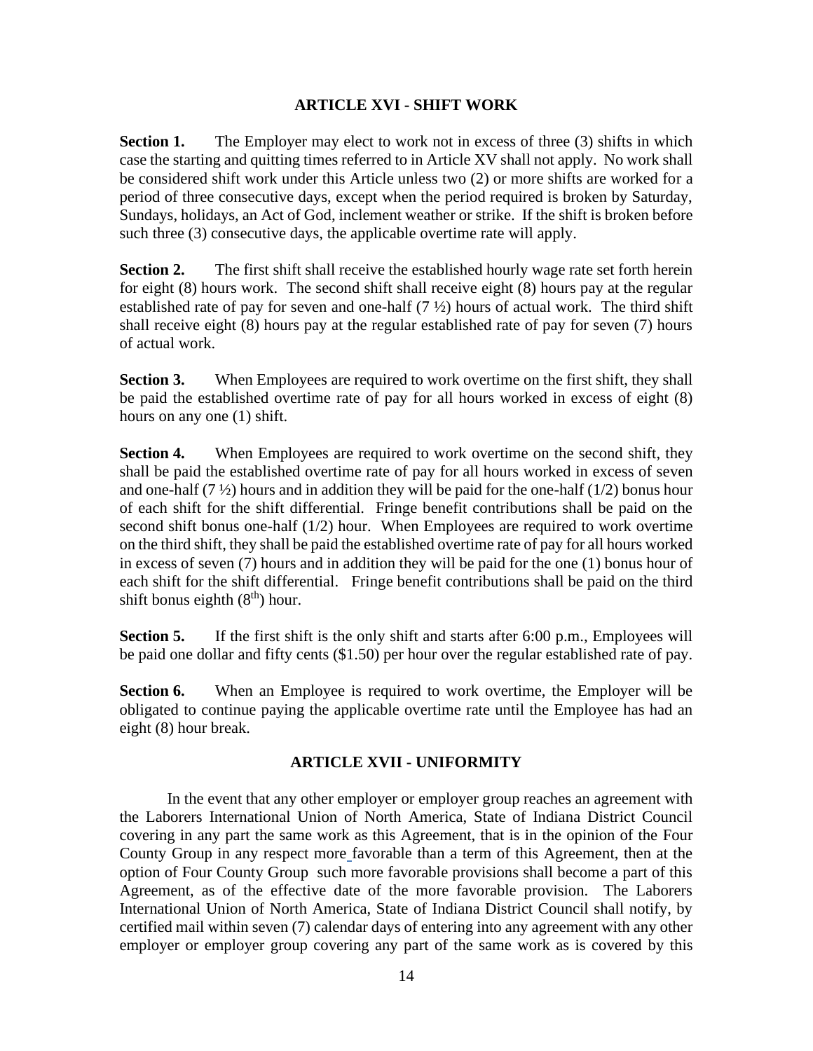## ARTICLE XVI - SHIFT WORK

**Section 1.** The Employer may elect to work not in excess of three (3) shifts in which case the starting and quitting times referred to in Article XV shall not apply. No work shall be considered shift work under this Article unless two (2) or more shifts are worked for a period of three consecutive days, except when the period required is broken by Saturday, Sundays, holidays, an Act of God, inclement weather or strike. If the shift is broken before such three (3) consecutive days, the applicable overtime rate will apply.

**Section 2.** The first shift shall receive the established hourly wage rate set forth herein for eight (8) hours work. The second shift shall receive eight (8) hours pay at the regular established rate of pay for seven and one-half (7 ½) hours of actual work. The third shift shall receive eight (8) hours pay at the regular established rate of pay for seven (7) hours of actual work.

**Section 3.** When Employees are required to work overtime on the first shift, they shall be paid the established overtime rate of pay for all hours worked in excess of eight (8) hours on any one (1) shift.

**Section 4.** When Employees are required to work overtime on the second shift, they shall be paid the established overtime rate of pay for all hours worked in excess of seven and one-half (7 ½) hours and in addition they will be paid for the one-half (1/2) bonus hour of each shift for the shift differential. Fringe benefit contributions shall be paid on the second shift bonus one-half (1/2) hour. When Employees are required to work overtime on the third shift, they shall be paid the established overtime rate of pay for all hours worked in excess of seven (7) hours and in addition they will be paid for the one (1) bonus hour of each shift for the shift differential. Fringe benefit contributions shall be paid on the third shift bonus eighth (8$^{th}$) hour.

**Section 5.** If the first shift is the only shift and starts after 6:00 p.m., Employees will be paid one dollar and fifty cents ($1.50) per hour over the regular established rate of pay.

**Section 6.** When an Employee is required to work overtime, the Employer will be obligated to continue paying the applicable overtime rate until the Employee has had an eight (8) hour break.

## ARTICLE XVII - UNIFORMITY

In the event that any other employer or employer group reaches an agreement with the Laborers International Union of North America, State of Indiana District Council covering in any part the same work as this Agreement, that is in the opinion of the Four County Group in any respect more favorable than a term of this Agreement, then at the option of Four County Group such more favorable provisions shall become a part of this Agreement, as of the effective date of the more favorable provision. The Laborers International Union of North America, State of Indiana District Council shall notify, by certified mail within seven (7) calendar days of entering into any agreement with any other employer or employer group covering any part of the same work as is covered by this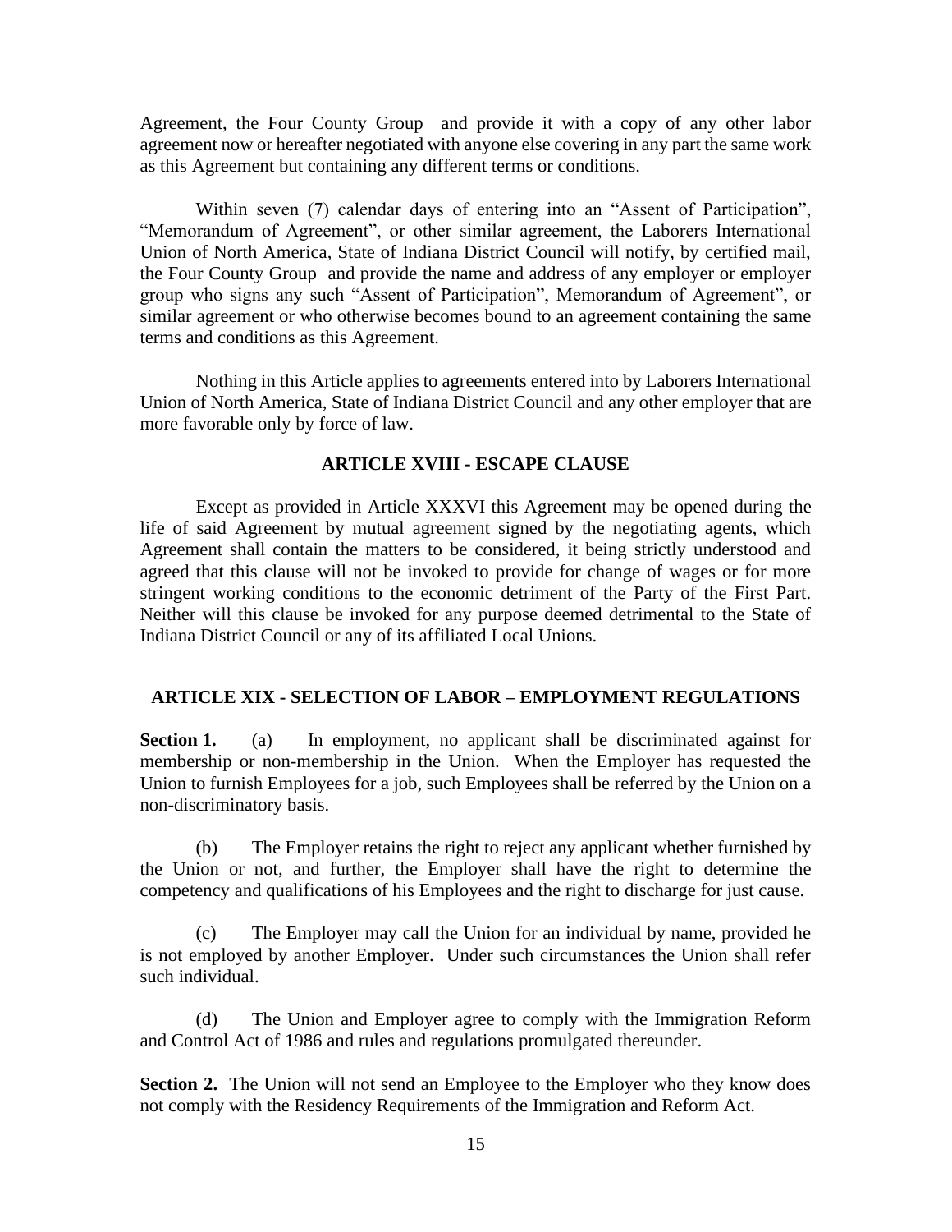Agreement, the Four County Group and provide it with a copy of any other labor agreement now or hereafter negotiated with anyone else covering in any part the same work as this Agreement but containing any different terms or conditions.

Within seven (7) calendar days of entering into an "Assent of Participation", "Memorandum of Agreement", or other similar agreement, the Laborers International Union of North America, State of Indiana District Council will notify, by certified mail, the Four County Group and provide the name and address of any employer or employer group who signs any such "Assent of Participation", Memorandum of Agreement", or similar agreement or who otherwise becomes bound to an agreement containing the same terms and conditions as this Agreement.

Nothing in this Article applies to agreements entered into by Laborers International Union of North America, State of Indiana District Council and any other employer that are more favorable only by force of law.

## ARTICLE XVIII - ESCAPE CLAUSE

Except as provided in Article XXXVI this Agreement may be opened during the life of said Agreement by mutual agreement signed by the negotiating agents, which Agreement shall contain the matters to be considered, it being strictly understood and agreed that this clause will not be invoked to provide for change of wages or for more stringent working conditions to the economic detriment of the Party of the First Part. Neither will this clause be invoked for any purpose deemed detrimental to the State of Indiana District Council or any of its affiliated Local Unions.

## ARTICLE XIX - SELECTION OF LABOR – EMPLOYMENT REGULATIONS

**Section 1.** (a) In employment, no applicant shall be discriminated against for membership or non-membership in the Union. When the Employer has requested the Union to furnish Employees for a job, such Employees shall be referred by the Union on a non-discriminatory basis.

(b) The Employer retains the right to reject any applicant whether furnished by the Union or not, and further, the Employer shall have the right to determine the competency and qualifications of his Employees and the right to discharge for just cause.

(c) The Employer may call the Union for an individual by name, provided he is not employed by another Employer. Under such circumstances the Union shall refer such individual.

(d) The Union and Employer agree to comply with the Immigration Reform and Control Act of 1986 and rules and regulations promulgated thereunder.

**Section 2.** The Union will not send an Employee to the Employer who they know does not comply with the Residency Requirements of the Immigration and Reform Act.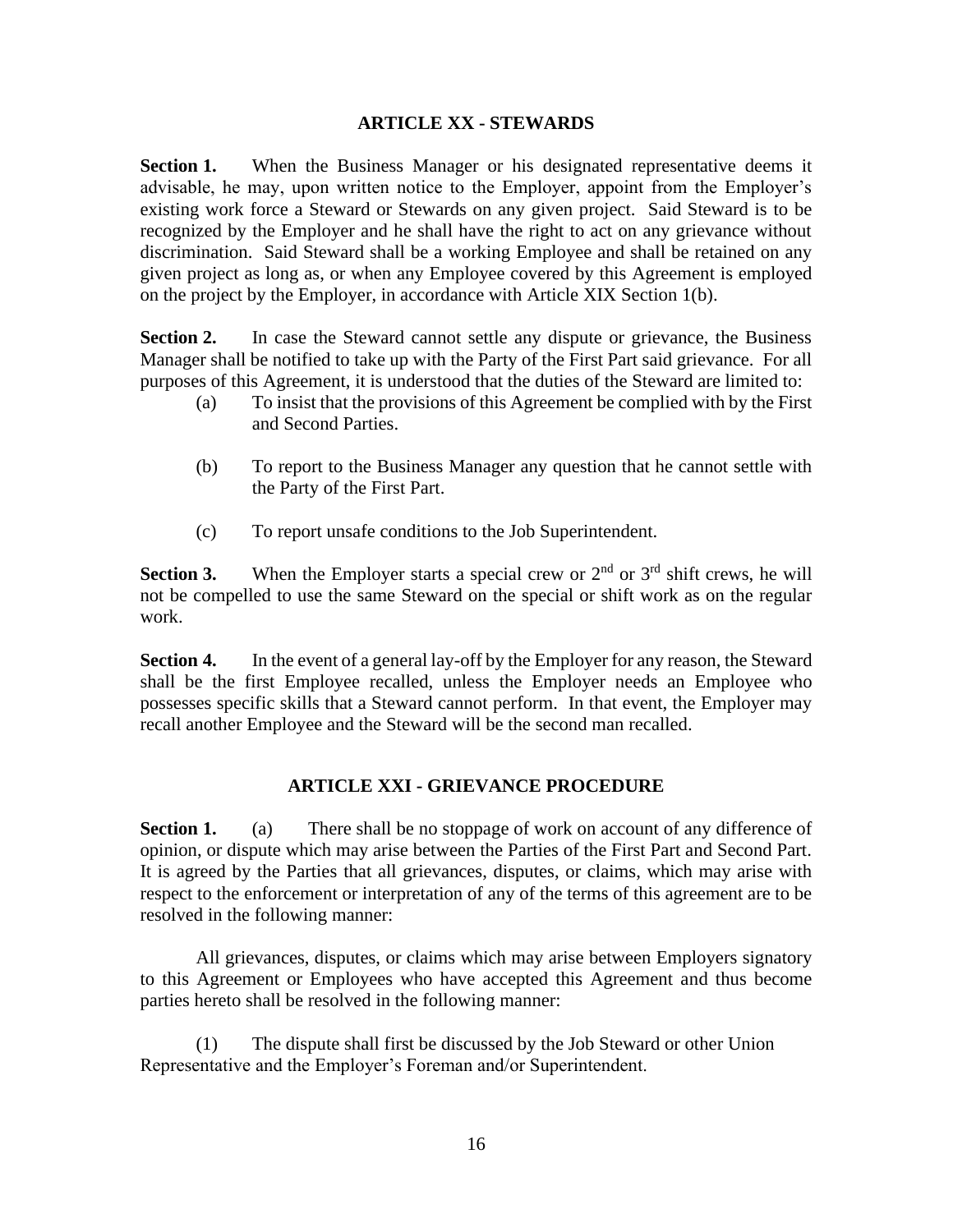## ARTICLE XX - STEWARDS

**Section 1.** When the Business Manager or his designated representative deems it advisable, he may, upon written notice to the Employer, appoint from the Employer's existing work force a Steward or Stewards on any given project. Said Steward is to be recognized by the Employer and he shall have the right to act on any grievance without discrimination. Said Steward shall be a working Employee and shall be retained on any given project as long as, or when any Employee covered by this Agreement is employed on the project by the Employer, in accordance with Article XIX Section 1(b).

**Section 2.** In case the Steward cannot settle any dispute or grievance, the Business Manager shall be notified to take up with the Party of the First Part said grievance. For all purposes of this Agreement, it is understood that the duties of the Steward are limited to:

- (a) To insist that the provisions of this Agreement be complied with by the First and Second Parties.
- (b) To report to the Business Manager any question that he cannot settle with the Party of the First Part.
- (c) To report unsafe conditions to the Job Superintendent.

**Section 3.** When the Employer starts a special crew or 2nd or 3rd shift crews, he will not be compelled to use the same Steward on the special or shift work as on the regular work.

**Section 4.** In the event of a general lay-off by the Employer for any reason, the Steward shall be the first Employee recalled, unless the Employer needs an Employee who possesses specific skills that a Steward cannot perform. In that event, the Employer may recall another Employee and the Steward will be the second man recalled.

## ARTICLE XXI - GRIEVANCE PROCEDURE

**Section 1.** (a) There shall be no stoppage of work on account of any difference of opinion, or dispute which may arise between the Parties of the First Part and Second Part. It is agreed by the Parties that all grievances, disputes, or claims, which may arise with respect to the enforcement or interpretation of any of the terms of this agreement are to be resolved in the following manner:

All grievances, disputes, or claims which may arise between Employers signatory to this Agreement or Employees who have accepted this Agreement and thus become parties hereto shall be resolved in the following manner:

(1) The dispute shall first be discussed by the Job Steward or other Union Representative and the Employer's Foreman and/or Superintendent.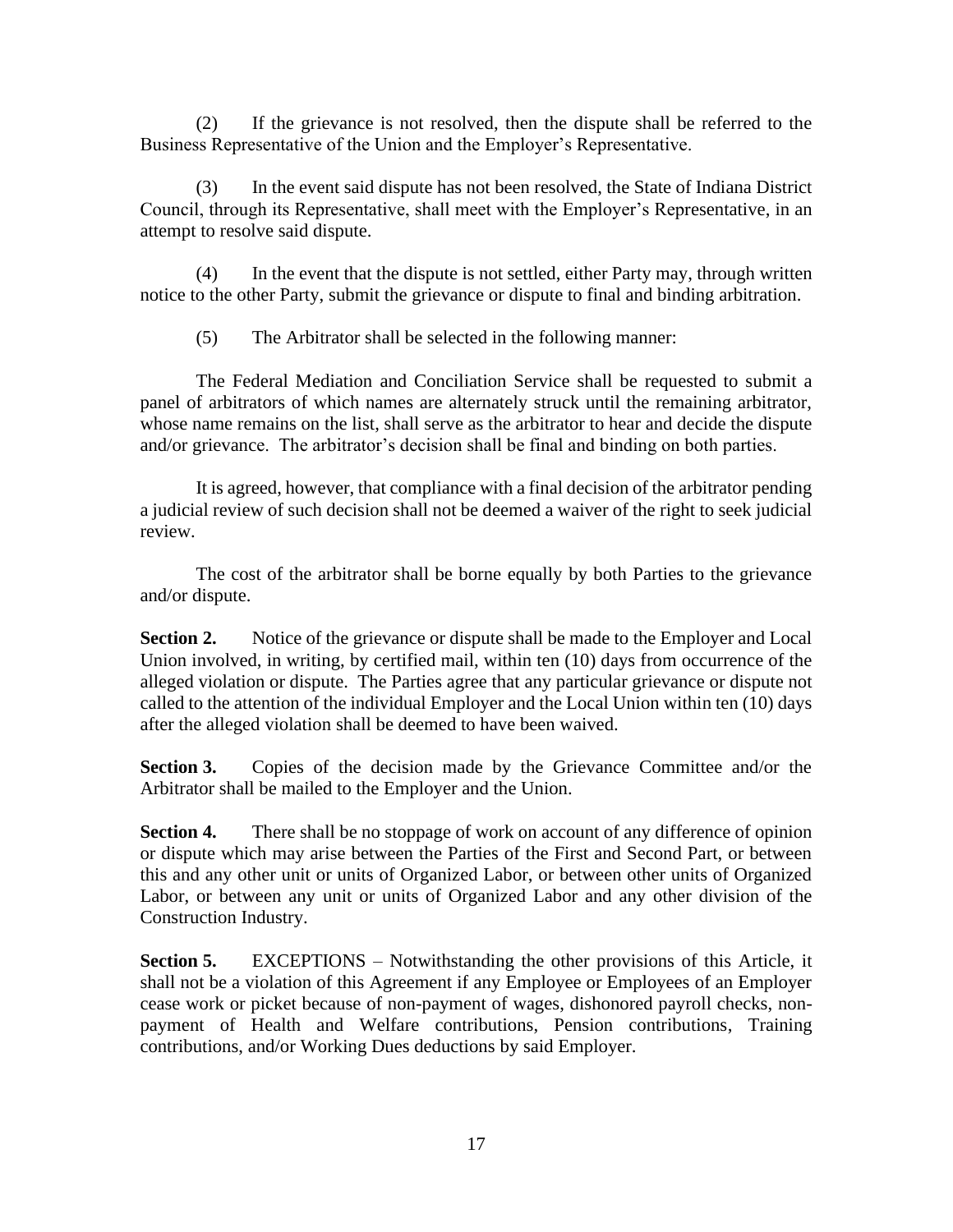(2) If the grievance is not resolved, then the dispute shall be referred to the Business Representative of the Union and the Employer's Representative.

(3) In the event said dispute has not been resolved, the State of Indiana District Council, through its Representative, shall meet with the Employer's Representative, in an attempt to resolve said dispute.

(4) In the event that the dispute is not settled, either Party may, through written notice to the other Party, submit the grievance or dispute to final and binding arbitration.

(5) The Arbitrator shall be selected in the following manner:

The Federal Mediation and Conciliation Service shall be requested to submit a panel of arbitrators of which names are alternately struck until the remaining arbitrator, whose name remains on the list, shall serve as the arbitrator to hear and decide the dispute and/or grievance. The arbitrator's decision shall be final and binding on both parties.

It is agreed, however, that compliance with a final decision of the arbitrator pending a judicial review of such decision shall not be deemed a waiver of the right to seek judicial review.

The cost of the arbitrator shall be borne equally by both Parties to the grievance and/or dispute.

**Section 2.** Notice of the grievance or dispute shall be made to the Employer and Local Union involved, in writing, by certified mail, within ten (10) days from occurrence of the alleged violation or dispute. The Parties agree that any particular grievance or dispute not called to the attention of the individual Employer and the Local Union within ten (10) days after the alleged violation shall be deemed to have been waived.

**Section 3.** Copies of the decision made by the Grievance Committee and/or the Arbitrator shall be mailed to the Employer and the Union.

**Section 4.** There shall be no stoppage of work on account of any difference of opinion or dispute which may arise between the Parties of the First and Second Part, or between this and any other unit or units of Organized Labor, or between other units of Organized Labor, or between any unit or units of Organized Labor and any other division of the Construction Industry.

**Section 5.** EXCEPTIONS – Notwithstanding the other provisions of this Article, it shall not be a violation of this Agreement if any Employee or Employees of an Employer cease work or picket because of non-payment of wages, dishonored payroll checks, non-payment of Health and Welfare contributions, Pension contributions, Training contributions, and/or Working Dues deductions by said Employer.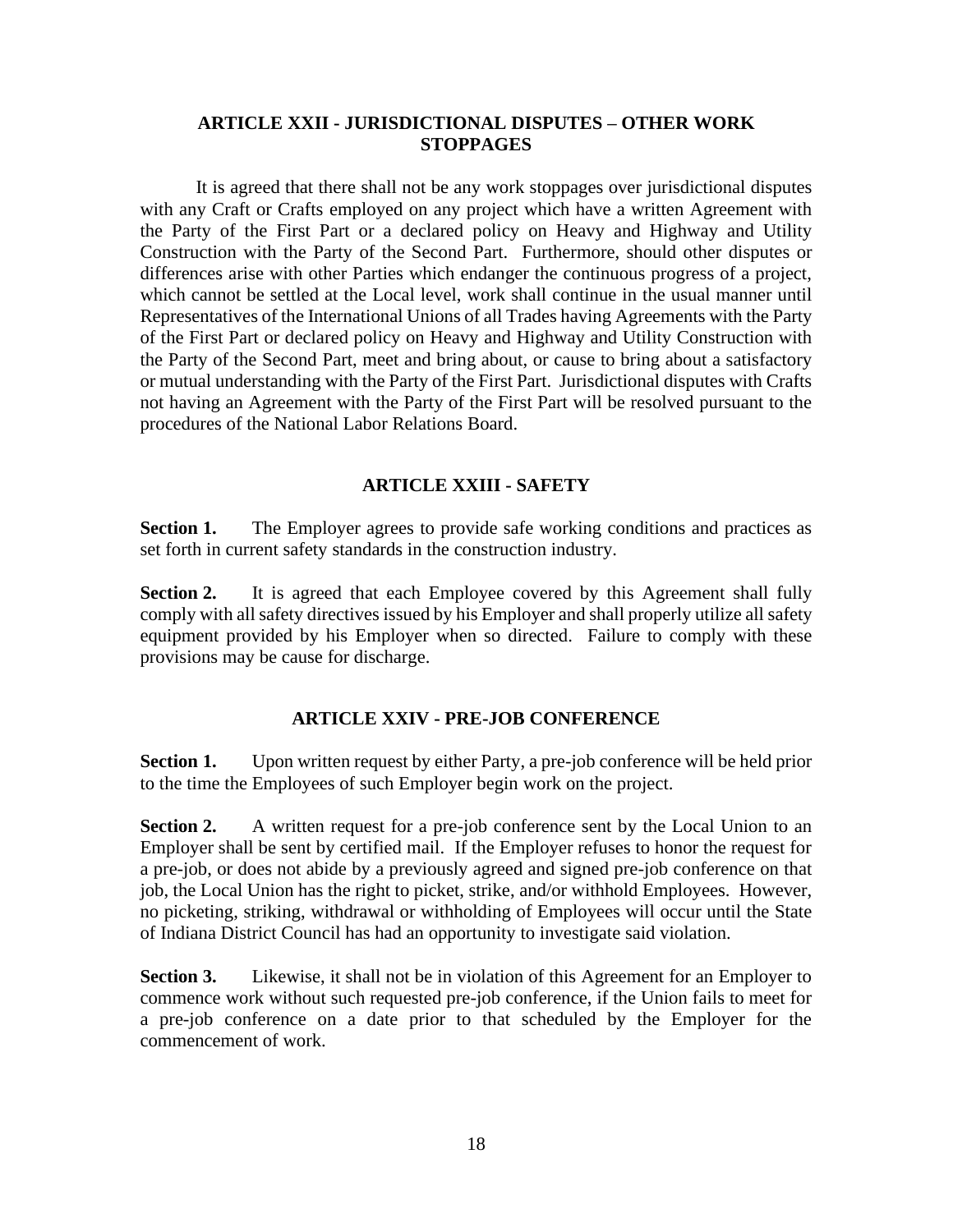## ARTICLE XXII - JURISDICTIONAL DISPUTES – OTHER WORK STOPPAGES

It is agreed that there shall not be any work stoppages over jurisdictional disputes with any Craft or Crafts employed on any project which have a written Agreement with the Party of the First Part or a declared policy on Heavy and Highway and Utility Construction with the Party of the Second Part. Furthermore, should other disputes or differences arise with other Parties which endanger the continuous progress of a project, which cannot be settled at the Local level, work shall continue in the usual manner until Representatives of the International Unions of all Trades having Agreements with the Party of the First Part or declared policy on Heavy and Highway and Utility Construction with the Party of the Second Part, meet and bring about, or cause to bring about a satisfactory or mutual understanding with the Party of the First Part. Jurisdictional disputes with Crafts not having an Agreement with the Party of the First Part will be resolved pursuant to the procedures of the National Labor Relations Board.

## ARTICLE XXIII - SAFETY

**Section 1.** The Employer agrees to provide safe working conditions and practices as set forth in current safety standards in the construction industry.

**Section 2.** It is agreed that each Employee covered by this Agreement shall fully comply with all safety directives issued by his Employer and shall properly utilize all safety equipment provided by his Employer when so directed. Failure to comply with these provisions may be cause for discharge.

## ARTICLE XXIV - PRE-JOB CONFERENCE

**Section 1.** Upon written request by either Party, a pre-job conference will be held prior to the time the Employees of such Employer begin work on the project.

**Section 2.** A written request for a pre-job conference sent by the Local Union to an Employer shall be sent by certified mail. If the Employer refuses to honor the request for a pre-job, or does not abide by a previously agreed and signed pre-job conference on that job, the Local Union has the right to picket, strike, and/or withhold Employees. However, no picketing, striking, withdrawal or withholding of Employees will occur until the State of Indiana District Council has had an opportunity to investigate said violation.

**Section 3.** Likewise, it shall not be in violation of this Agreement for an Employer to commence work without such requested pre-job conference, if the Union fails to meet for a pre-job conference on a date prior to that scheduled by the Employer for the commencement of work.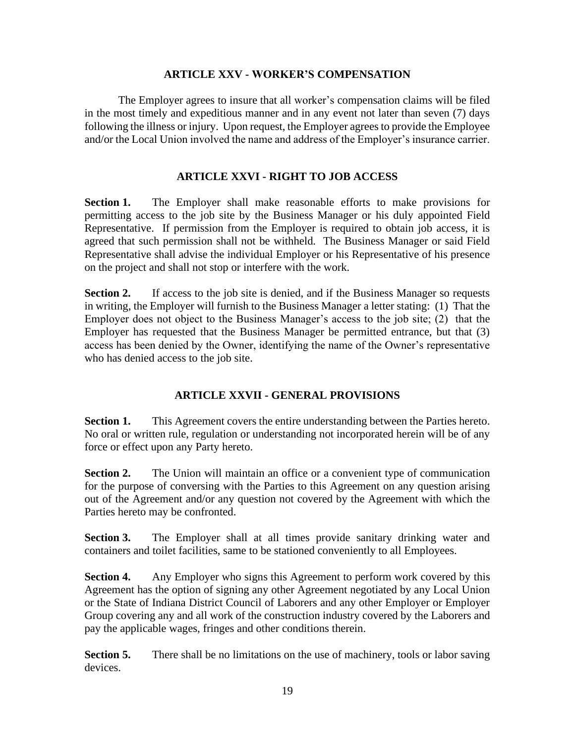## ARTICLE XXV - WORKER'S COMPENSATION

The Employer agrees to insure that all worker's compensation claims will be filed in the most timely and expeditious manner and in any event not later than seven (7) days following the illness or injury. Upon request, the Employer agrees to provide the Employee and/or the Local Union involved the name and address of the Employer's insurance carrier.

## ARTICLE XXVI - RIGHT TO JOB ACCESS

**Section 1.** The Employer shall make reasonable efforts to make provisions for permitting access to the job site by the Business Manager or his duly appointed Field Representative. If permission from the Employer is required to obtain job access, it is agreed that such permission shall not be withheld. The Business Manager or said Field Representative shall advise the individual Employer or his Representative of his presence on the project and shall not stop or interfere with the work.

**Section 2.** If access to the job site is denied, and if the Business Manager so requests in writing, the Employer will furnish to the Business Manager a letter stating: (1) That the Employer does not object to the Business Manager's access to the job site; (2) that the Employer has requested that the Business Manager be permitted entrance, but that (3) access has been denied by the Owner, identifying the name of the Owner's representative who has denied access to the job site.

## ARTICLE XXVII - GENERAL PROVISIONS

**Section 1.** This Agreement covers the entire understanding between the Parties hereto. No oral or written rule, regulation or understanding not incorporated herein will be of any force or effect upon any Party hereto.

**Section 2.** The Union will maintain an office or a convenient type of communication for the purpose of conversing with the Parties to this Agreement on any question arising out of the Agreement and/or any question not covered by the Agreement with which the Parties hereto may be confronted.

**Section 3.** The Employer shall at all times provide sanitary drinking water and containers and toilet facilities, same to be stationed conveniently to all Employees.

**Section 4.** Any Employer who signs this Agreement to perform work covered by this Agreement has the option of signing any other Agreement negotiated by any Local Union or the State of Indiana District Council of Laborers and any other Employer or Employer Group covering any and all work of the construction industry covered by the Laborers and pay the applicable wages, fringes and other conditions therein.

**Section 5.** There shall be no limitations on the use of machinery, tools or labor saving devices.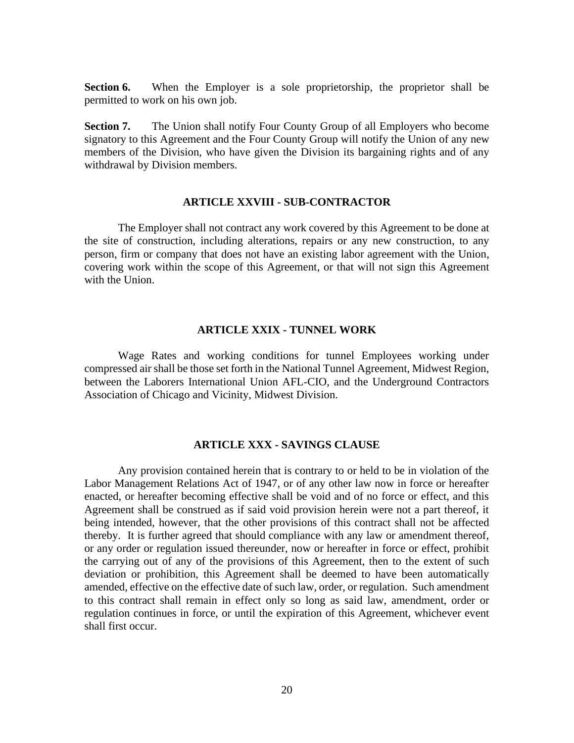**Section 6.** When the Employer is a sole proprietorship, the proprietor shall be permitted to work on his own job.

**Section 7.** The Union shall notify Four County Group of all Employers who become signatory to this Agreement and the Four County Group will notify the Union of any new members of the Division, who have given the Division its bargaining rights and of any withdrawal by Division members.

## ARTICLE XXVIII - SUB-CONTRACTOR

The Employer shall not contract any work covered by this Agreement to be done at the site of construction, including alterations, repairs or any new construction, to any person, firm or company that does not have an existing labor agreement with the Union, covering work within the scope of this Agreement, or that will not sign this Agreement with the Union.

## ARTICLE XXIX - TUNNEL WORK

Wage Rates and working conditions for tunnel Employees working under compressed air shall be those set forth in the National Tunnel Agreement, Midwest Region, between the Laborers International Union AFL-CIO, and the Underground Contractors Association of Chicago and Vicinity, Midwest Division.

## ARTICLE XXX - SAVINGS CLAUSE

Any provision contained herein that is contrary to or held to be in violation of the Labor Management Relations Act of 1947, or of any other law now in force or hereafter enacted, or hereafter becoming effective shall be void and of no force or effect, and this Agreement shall be construed as if said void provision herein were not a part thereof, it being intended, however, that the other provisions of this contract shall not be affected thereby. It is further agreed that should compliance with any law or amendment thereof, or any order or regulation issued thereunder, now or hereafter in force or effect, prohibit the carrying out of any of the provisions of this Agreement, then to the extent of such deviation or prohibition, this Agreement shall be deemed to have been automatically amended, effective on the effective date of such law, order, or regulation. Such amendment to this contract shall remain in effect only so long as said law, amendment, order or regulation continues in force, or until the expiration of this Agreement, whichever event shall first occur.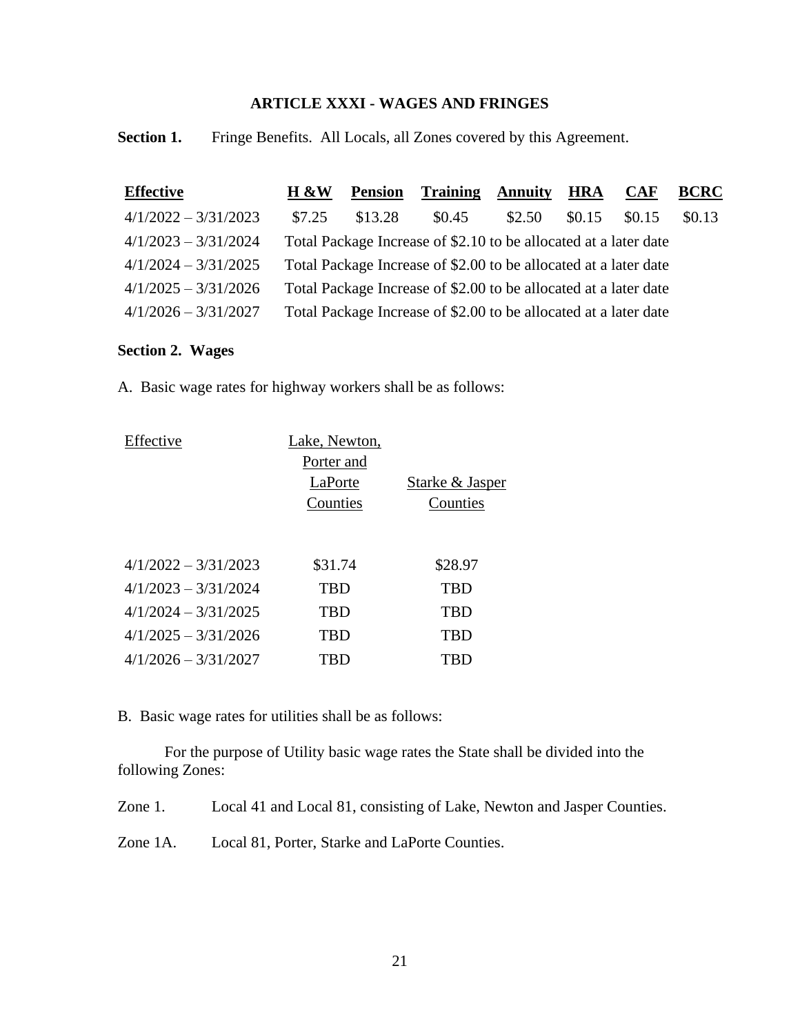## ARTICLE XXXI - WAGES AND FRINGES

**Section 1.** Fringe Benefits. All Locals, all Zones covered by this Agreement.

| Effective | H &W | Pension | Training | Annuity | HRA | CAF | BCRC |
|---|---|---|---|---|---|---|---|
| 4/1/2022 – 3/31/2023 | $7.25 | $13.28 | $0.45 | $2.50 | $0.15 | $0.15 | $0.13 |
| 4/1/2023 – 3/31/2024 | Total Package Increase of $2.10 to be allocated at a later date | | | | | | |
| 4/1/2024 – 3/31/2025 | Total Package Increase of $2.00 to be allocated at a later date | | | | | | |
| 4/1/2025 – 3/31/2026 | Total Package Increase of $2.00 to be allocated at a later date | | | | | | |
| 4/1/2026 – 3/31/2027 | Total Package Increase of $2.00 to be allocated at a later date | | | | | | |

**Section 2. Wages**

A. Basic wage rates for highway workers shall be as follows:

| Effective | Lake, Newton, Porter and LaPorte Counties | Starke & Jasper Counties |
|---|---|---|
| 4/1/2022 – 3/31/2023 | $31.74 | $28.97 |
| 4/1/2023 – 3/31/2024 | TBD | TBD |
| 4/1/2024 – 3/31/2025 | TBD | TBD |
| 4/1/2025 – 3/31/2026 | TBD | TBD |
| 4/1/2026 – 3/31/2027 | TBD | TBD |

B. Basic wage rates for utilities shall be as follows:

For the purpose of Utility basic wage rates the State shall be divided into the following Zones:

Zone 1. Local 41 and Local 81, consisting of Lake, Newton and Jasper Counties.

Zone 1A. Local 81, Porter, Starke and LaPorte Counties.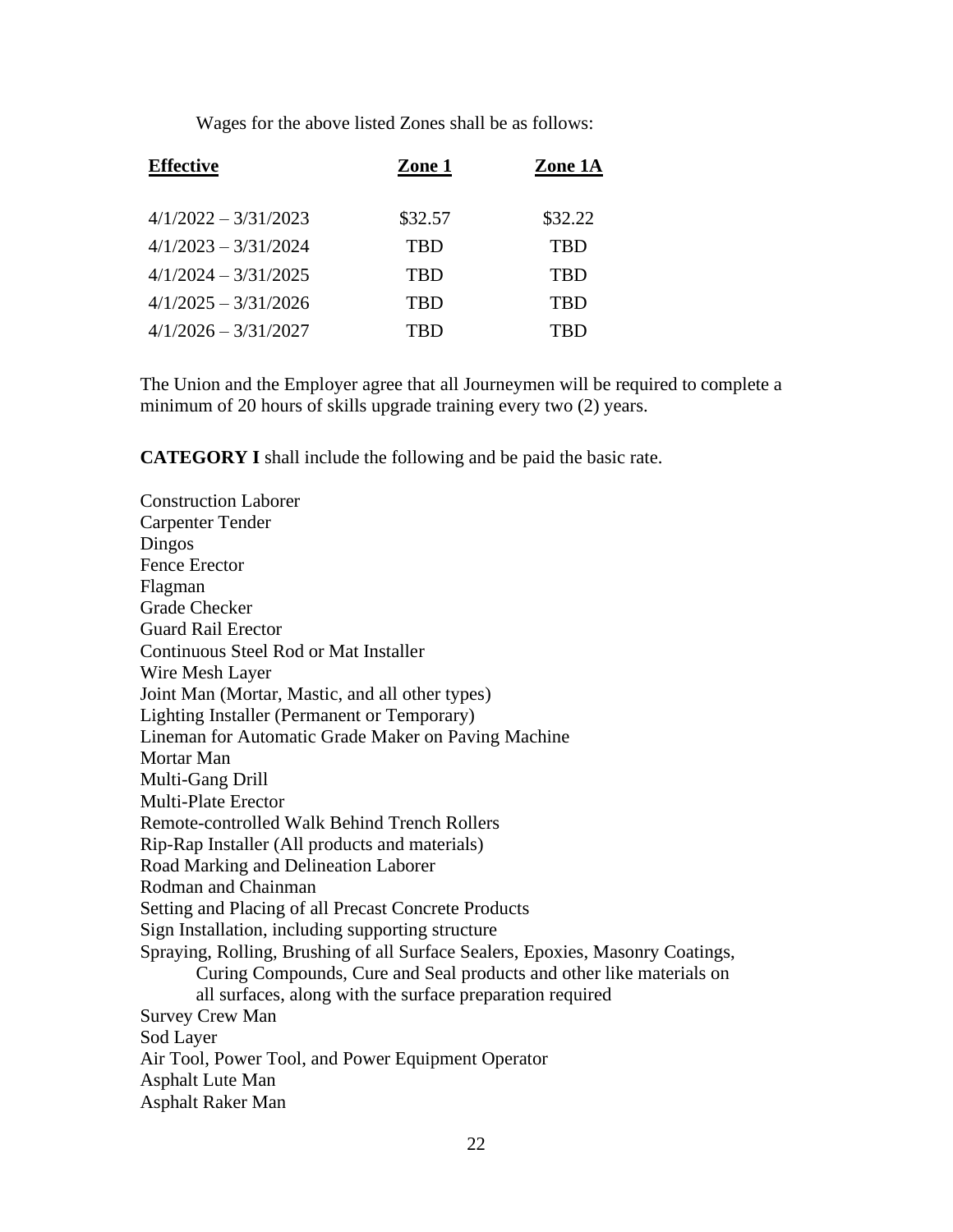Wages for the above listed Zones shall be as follows:

| Effective | Zone 1 | Zone 1A |
|---|---|---|
| 4/1/2022 – 3/31/2023 | $32.57 | $32.22 |
| 4/1/2023 – 3/31/2024 | TBD | TBD |
| 4/1/2024 – 3/31/2025 | TBD | TBD |
| 4/1/2025 – 3/31/2026 | TBD | TBD |
| 4/1/2026 – 3/31/2027 | TBD | TBD |

The Union and the Employer agree that all Journeymen will be required to complete a minimum of 20 hours of skills upgrade training every two (2) years.

**CATEGORY I** shall include the following and be paid the basic rate.

Construction Laborer
Carpenter Tender
Dingos
Fence Erector
Flagman
Grade Checker
Guard Rail Erector
Continuous Steel Rod or Mat Installer
Wire Mesh Layer
Joint Man (Mortar, Mastic, and all other types)
Lighting Installer (Permanent or Temporary)
Lineman for Automatic Grade Maker on Paving Machine
Mortar Man
Multi-Gang Drill
Multi-Plate Erector
Remote-controlled Walk Behind Trench Rollers
Rip-Rap Installer (All products and materials)
Road Marking and Delineation Laborer
Rodman and Chainman
Setting and Placing of all Precast Concrete Products
Sign Installation, including supporting structure
Spraying, Rolling, Brushing of all Surface Sealers, Epoxies, Masonry Coatings, Curing Compounds, Cure and Seal products and other like materials on all surfaces, along with the surface preparation required
Survey Crew Man
Sod Layer
Air Tool, Power Tool, and Power Equipment Operator
Asphalt Lute Man
Asphalt Raker Man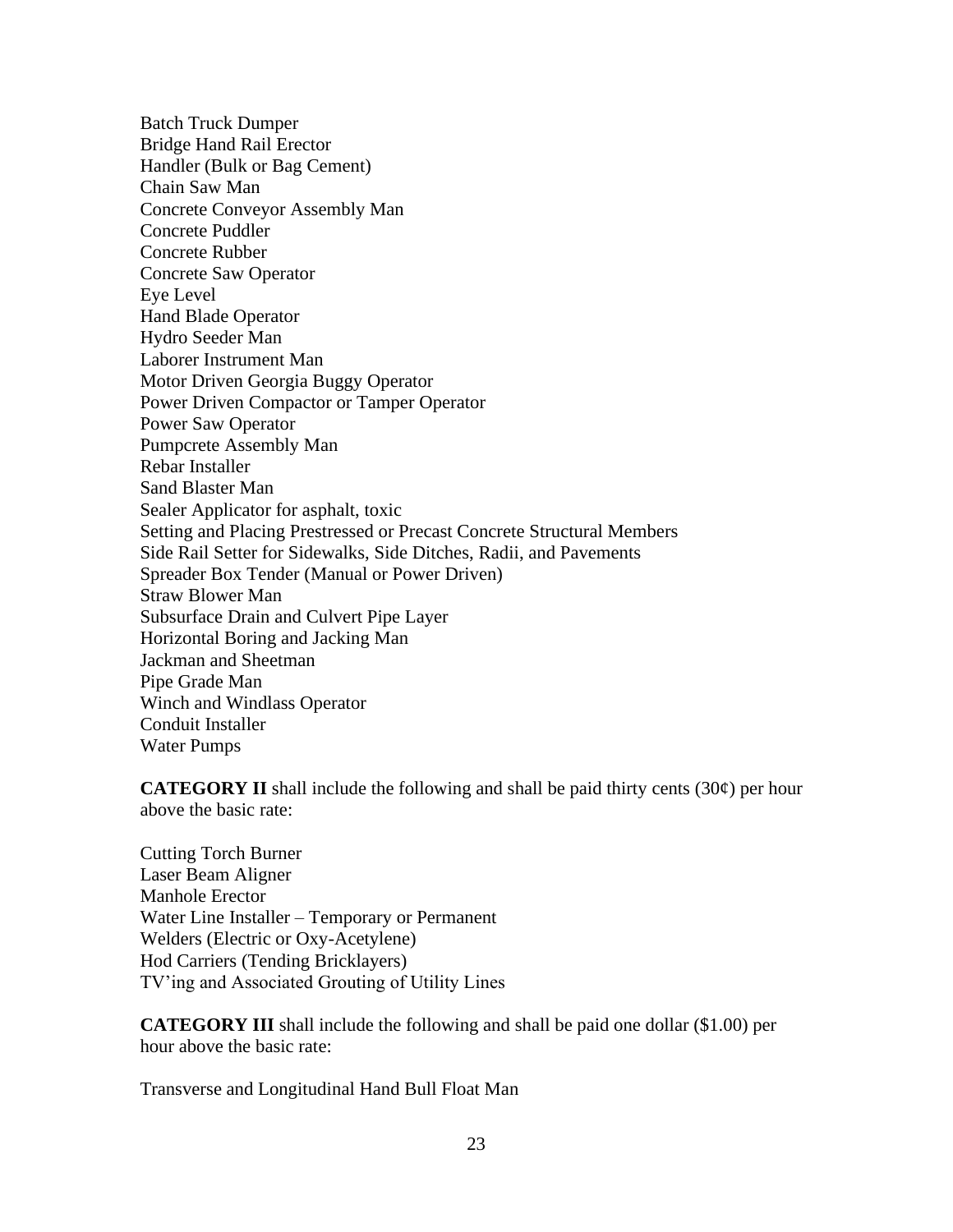Batch Truck Dumper
Bridge Hand Rail Erector
Handler (Bulk or Bag Cement)
Chain Saw Man
Concrete Conveyor Assembly Man
Concrete Puddler
Concrete Rubber
Concrete Saw Operator
Eye Level
Hand Blade Operator
Hydro Seeder Man
Laborer Instrument Man
Motor Driven Georgia Buggy Operator
Power Driven Compactor or Tamper Operator
Power Saw Operator
Pumpcrete Assembly Man
Rebar Installer
Sand Blaster Man
Sealer Applicator for asphalt, toxic
Setting and Placing Prestressed or Precast Concrete Structural Members
Side Rail Setter for Sidewalks, Side Ditches, Radii, and Pavements
Spreader Box Tender (Manual or Power Driven)
Straw Blower Man
Subsurface Drain and Culvert Pipe Layer
Horizontal Boring and Jacking Man
Jackman and Sheetman
Pipe Grade Man
Winch and Windlass Operator
Conduit Installer
Water Pumps

**CATEGORY II** shall include the following and shall be paid thirty cents (30¢) per hour above the basic rate:

Cutting Torch Burner
Laser Beam Aligner
Manhole Erector
Water Line Installer – Temporary or Permanent
Welders (Electric or Oxy-Acetylene)
Hod Carriers (Tending Bricklayers)
TV'ing and Associated Grouting of Utility Lines

**CATEGORY III** shall include the following and shall be paid one dollar ($1.00) per hour above the basic rate:

Transverse and Longitudinal Hand Bull Float Man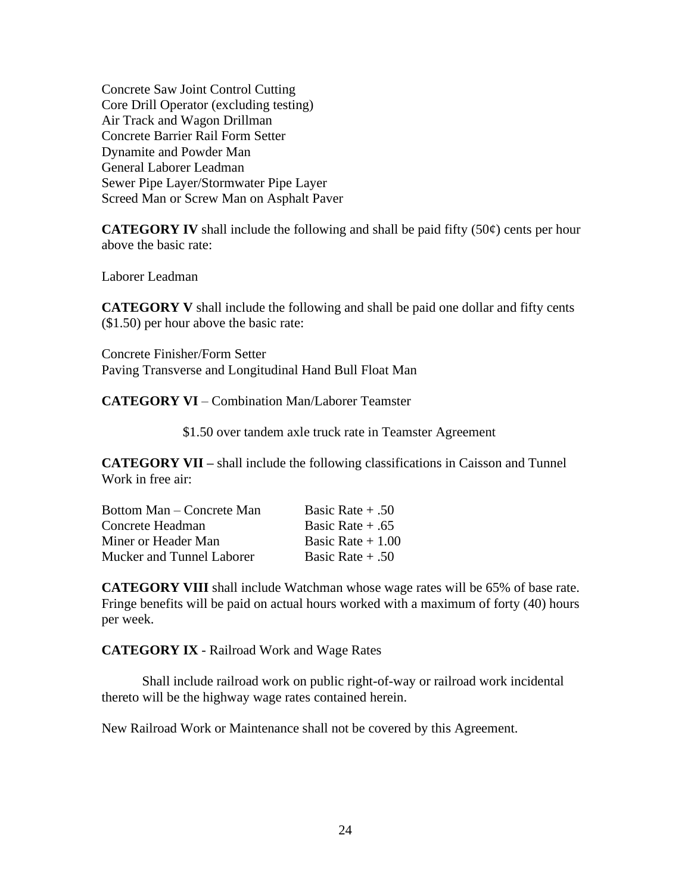Concrete Saw Joint Control Cutting
Core Drill Operator (excluding testing)
Air Track and Wagon Drillman
Concrete Barrier Rail Form Setter
Dynamite and Powder Man
General Laborer Leadman
Sewer Pipe Layer/Stormwater Pipe Layer
Screed Man or Screw Man on Asphalt Paver

**CATEGORY IV** shall include the following and shall be paid fifty (50¢) cents per hour above the basic rate:

Laborer Leadman

**CATEGORY V** shall include the following and shall be paid one dollar and fifty cents ($1.50) per hour above the basic rate:

Concrete Finisher/Form Setter
Paving Transverse and Longitudinal Hand Bull Float Man

**CATEGORY VI** – Combination Man/Laborer Teamster

$1.50 over tandem axle truck rate in Teamster Agreement

**CATEGORY VII –** shall include the following classifications in Caisson and Tunnel Work in free air:

| | |
|---|---|
| Bottom Man – Concrete Man | Basic Rate + .50 |
| Concrete Headman | Basic Rate + .65 |
| Miner or Header Man | Basic Rate + 1.00 |
| Mucker and Tunnel Laborer | Basic Rate + .50 |

**CATEGORY VIII** shall include Watchman whose wage rates will be 65% of base rate. Fringe benefits will be paid on actual hours worked with a maximum of forty (40) hours per week.

**CATEGORY IX** - Railroad Work and Wage Rates

Shall include railroad work on public right-of-way or railroad work incidental thereto will be the highway wage rates contained herein.

New Railroad Work or Maintenance shall not be covered by this Agreement.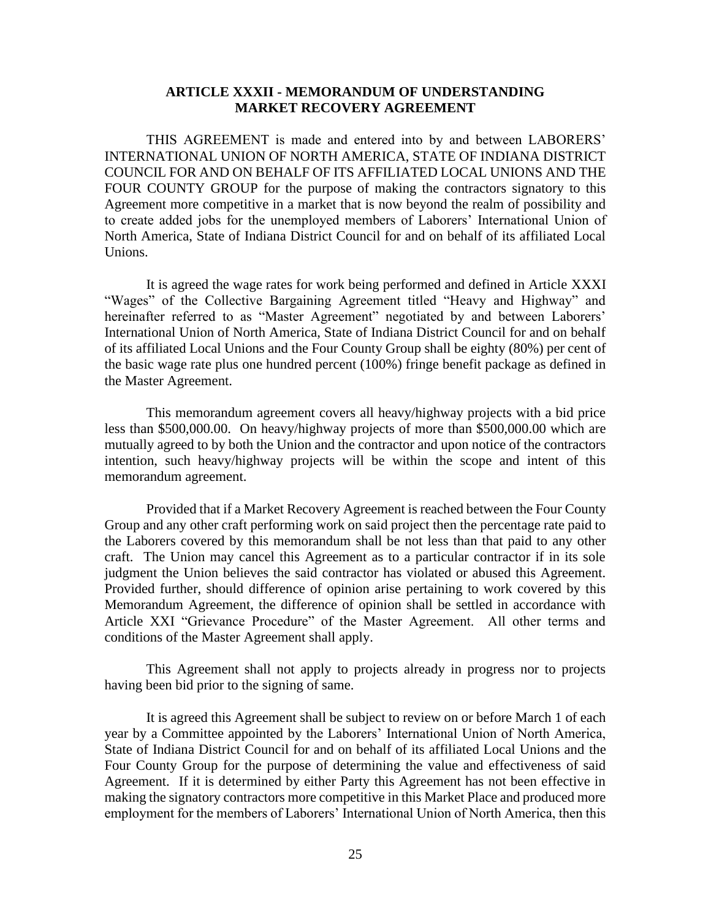## ARTICLE XXXII - MEMORANDUM OF UNDERSTANDING MARKET RECOVERY AGREEMENT

THIS AGREEMENT is made and entered into by and between LABORERS' INTERNATIONAL UNION OF NORTH AMERICA, STATE OF INDIANA DISTRICT COUNCIL FOR AND ON BEHALF OF ITS AFFILIATED LOCAL UNIONS AND THE FOUR COUNTY GROUP for the purpose of making the contractors signatory to this Agreement more competitive in a market that is now beyond the realm of possibility and to create added jobs for the unemployed members of Laborers' International Union of North America, State of Indiana District Council for and on behalf of its affiliated Local Unions.

It is agreed the wage rates for work being performed and defined in Article XXXI "Wages" of the Collective Bargaining Agreement titled "Heavy and Highway" and hereinafter referred to as "Master Agreement" negotiated by and between Laborers' International Union of North America, State of Indiana District Council for and on behalf of its affiliated Local Unions and the Four County Group shall be eighty (80%) per cent of the basic wage rate plus one hundred percent (100%) fringe benefit package as defined in the Master Agreement.

This memorandum agreement covers all heavy/highway projects with a bid price less than $500,000.00. On heavy/highway projects of more than $500,000.00 which are mutually agreed to by both the Union and the contractor and upon notice of the contractors intention, such heavy/highway projects will be within the scope and intent of this memorandum agreement.

Provided that if a Market Recovery Agreement is reached between the Four County Group and any other craft performing work on said project then the percentage rate paid to the Laborers covered by this memorandum shall be not less than that paid to any other craft. The Union may cancel this Agreement as to a particular contractor if in its sole judgment the Union believes the said contractor has violated or abused this Agreement. Provided further, should difference of opinion arise pertaining to work covered by this Memorandum Agreement, the difference of opinion shall be settled in accordance with Article XXI "Grievance Procedure" of the Master Agreement. All other terms and conditions of the Master Agreement shall apply.

This Agreement shall not apply to projects already in progress nor to projects having been bid prior to the signing of same.

It is agreed this Agreement shall be subject to review on or before March 1 of each year by a Committee appointed by the Laborers' International Union of North America, State of Indiana District Council for and on behalf of its affiliated Local Unions and the Four County Group for the purpose of determining the value and effectiveness of said Agreement. If it is determined by either Party this Agreement has not been effective in making the signatory contractors more competitive in this Market Place and produced more employment for the members of Laborers' International Union of North America, then this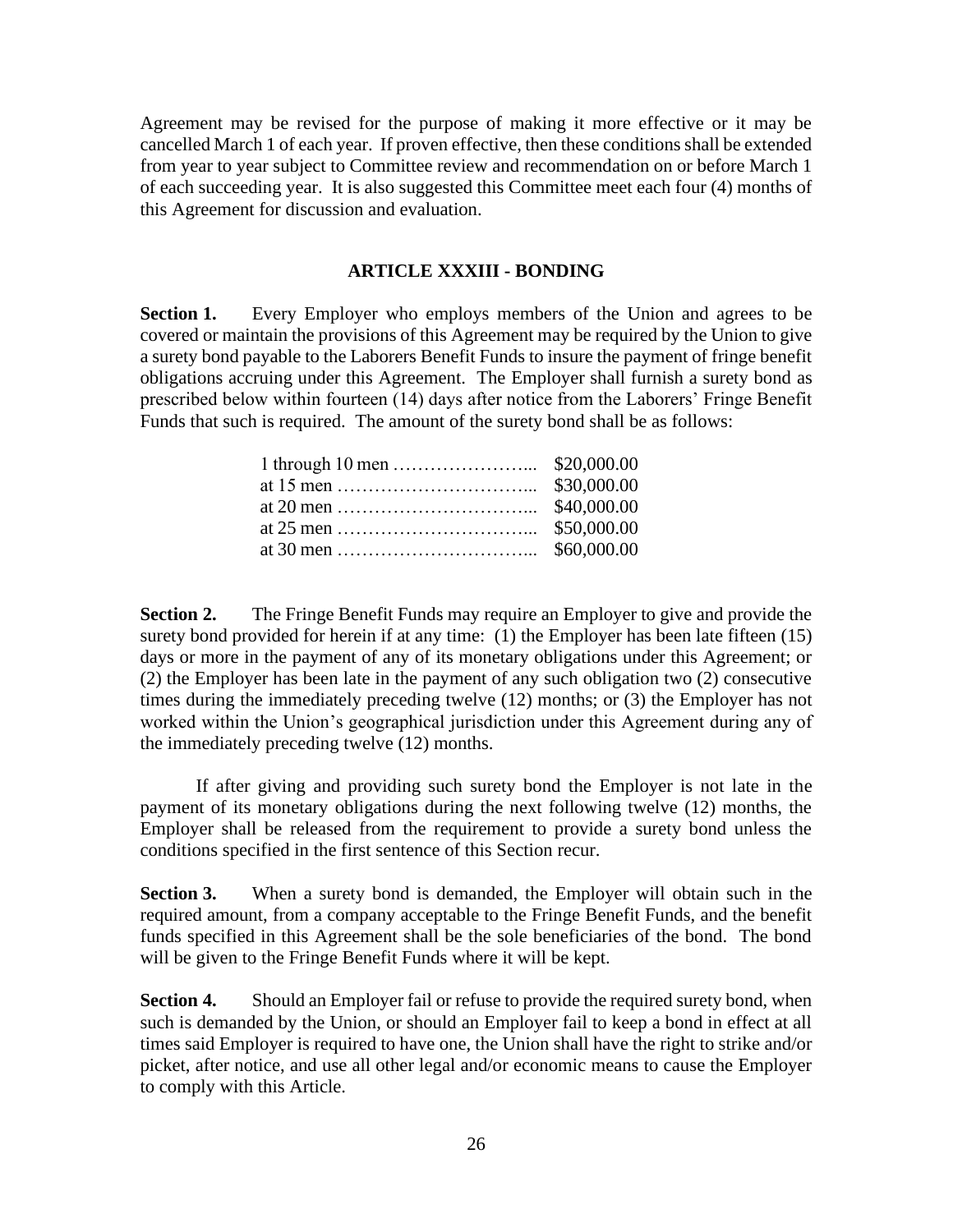Agreement may be revised for the purpose of making it more effective or it may be cancelled March 1 of each year. If proven effective, then these conditions shall be extended from year to year subject to Committee review and recommendation on or before March 1 of each succeeding year. It is also suggested this Committee meet each four (4) months of this Agreement for discussion and evaluation.

## ARTICLE XXXIII - BONDING

**Section 1.** Every Employer who employs members of the Union and agrees to be covered or maintain the provisions of this Agreement may be required by the Union to give a surety bond payable to the Laborers Benefit Funds to insure the payment of fringe benefit obligations accruing under this Agreement. The Employer shall furnish a surety bond as prescribed below within fourteen (14) days after notice from the Laborers' Fringe Benefit Funds that such is required. The amount of the surety bond shall be as follows:

| | |
|---|---|
| 1 through 10 men ………………….. | $20,000.00 |
| at 15 men ………………………….. | $30,000.00 |
| at 20 men ………………………….. | $40,000.00 |
| at 25 men ………………………….. | $50,000.00 |
| at 30 men ………………………….. | $60,000.00 |

**Section 2.** The Fringe Benefit Funds may require an Employer to give and provide the surety bond provided for herein if at any time: (1) the Employer has been late fifteen (15) days or more in the payment of any of its monetary obligations under this Agreement; or (2) the Employer has been late in the payment of any such obligation two (2) consecutive times during the immediately preceding twelve (12) months; or (3) the Employer has not worked within the Union's geographical jurisdiction under this Agreement during any of the immediately preceding twelve (12) months.

If after giving and providing such surety bond the Employer is not late in the payment of its monetary obligations during the next following twelve (12) months, the Employer shall be released from the requirement to provide a surety bond unless the conditions specified in the first sentence of this Section recur.

**Section 3.** When a surety bond is demanded, the Employer will obtain such in the required amount, from a company acceptable to the Fringe Benefit Funds, and the benefit funds specified in this Agreement shall be the sole beneficiaries of the bond. The bond will be given to the Fringe Benefit Funds where it will be kept.

**Section 4.** Should an Employer fail or refuse to provide the required surety bond, when such is demanded by the Union, or should an Employer fail to keep a bond in effect at all times said Employer is required to have one, the Union shall have the right to strike and/or picket, after notice, and use all other legal and/or economic means to cause the Employer to comply with this Article.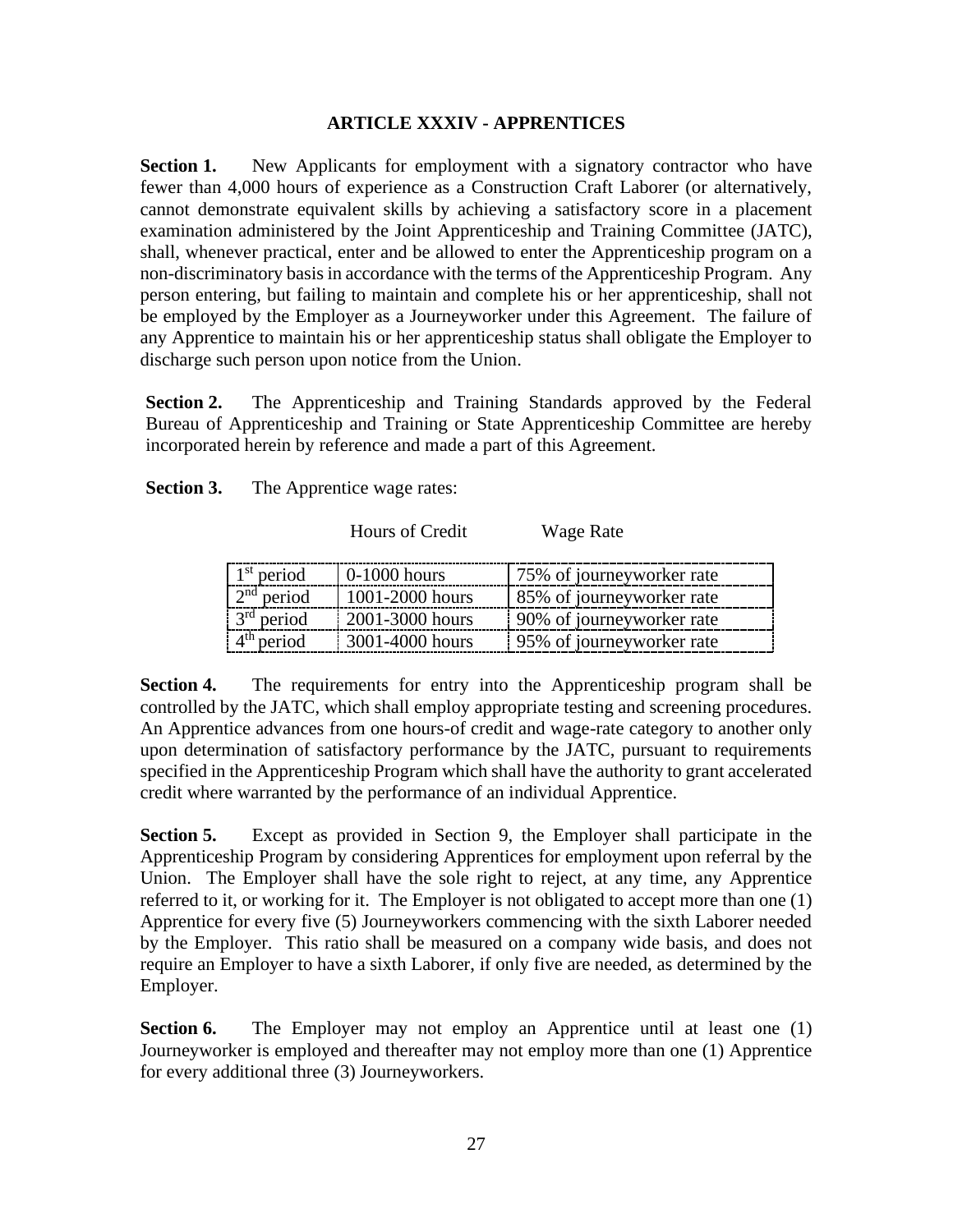## ARTICLE XXXIV - APPRENTICES

**Section 1.** New Applicants for employment with a signatory contractor who have fewer than 4,000 hours of experience as a Construction Craft Laborer (or alternatively, cannot demonstrate equivalent skills by achieving a satisfactory score in a placement examination administered by the Joint Apprenticeship and Training Committee (JATC), shall, whenever practical, enter and be allowed to enter the Apprenticeship program on a non-discriminatory basis in accordance with the terms of the Apprenticeship Program. Any person entering, but failing to maintain and complete his or her apprenticeship, shall not be employed by the Employer as a Journeyworker under this Agreement. The failure of any Apprentice to maintain his or her apprenticeship status shall obligate the Employer to discharge such person upon notice from the Union.

**Section 2.** The Apprenticeship and Training Standards approved by the Federal Bureau of Apprenticeship and Training or State Apprenticeship Committee are hereby incorporated herein by reference and made a part of this Agreement.

**Section 3.** The Apprentice wage rates:

| | Hours of Credit | Wage Rate |
|---|---|---|
| 1st period | 0-1000 hours | 75% of journeyworker rate |
| 2nd period | 1001-2000 hours | 85% of journeyworker rate |
| 3rd period | 2001-3000 hours | 90% of journeyworker rate |
| 4th period | 3001-4000 hours | 95% of journeyworker rate |

**Section 4.** The requirements for entry into the Apprenticeship program shall be controlled by the JATC, which shall employ appropriate testing and screening procedures. An Apprentice advances from one hours-of credit and wage-rate category to another only upon determination of satisfactory performance by the JATC, pursuant to requirements specified in the Apprenticeship Program which shall have the authority to grant accelerated credit where warranted by the performance of an individual Apprentice.

**Section 5.** Except as provided in Section 9, the Employer shall participate in the Apprenticeship Program by considering Apprentices for employment upon referral by the Union. The Employer shall have the sole right to reject, at any time, any Apprentice referred to it, or working for it. The Employer is not obligated to accept more than one (1) Apprentice for every five (5) Journeyworkers commencing with the sixth Laborer needed by the Employer. This ratio shall be measured on a company wide basis, and does not require an Employer to have a sixth Laborer, if only five are needed, as determined by the Employer.

**Section 6.** The Employer may not employ an Apprentice until at least one (1) Journeyworker is employed and thereafter may not employ more than one (1) Apprentice for every additional three (3) Journeyworkers.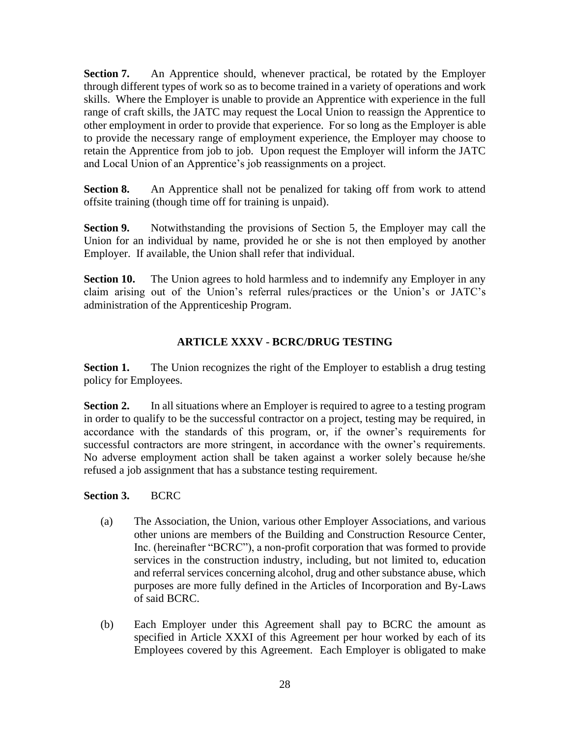**Section 7.** An Apprentice should, whenever practical, be rotated by the Employer through different types of work so as to become trained in a variety of operations and work skills. Where the Employer is unable to provide an Apprentice with experience in the full range of craft skills, the JATC may request the Local Union to reassign the Apprentice to other employment in order to provide that experience. For so long as the Employer is able to provide the necessary range of employment experience, the Employer may choose to retain the Apprentice from job to job. Upon request the Employer will inform the JATC and Local Union of an Apprentice's job reassignments on a project.

**Section 8.** An Apprentice shall not be penalized for taking off from work to attend offsite training (though time off for training is unpaid).

**Section 9.** Notwithstanding the provisions of Section 5, the Employer may call the Union for an individual by name, provided he or she is not then employed by another Employer. If available, the Union shall refer that individual.

**Section 10.** The Union agrees to hold harmless and to indemnify any Employer in any claim arising out of the Union's referral rules/practices or the Union's or JATC's administration of the Apprenticeship Program.

## ARTICLE XXXV - BCRC/DRUG TESTING

**Section 1.** The Union recognizes the right of the Employer to establish a drug testing policy for Employees.

**Section 2.** In all situations where an Employer is required to agree to a testing program in order to qualify to be the successful contractor on a project, testing may be required, in accordance with the standards of this program, or, if the owner's requirements for successful contractors are more stringent, in accordance with the owner's requirements. No adverse employment action shall be taken against a worker solely because he/she refused a job assignment that has a substance testing requirement.

**Section 3.** BCRC

(a) The Association, the Union, various other Employer Associations, and various other unions are members of the Building and Construction Resource Center, Inc. (hereinafter "BCRC"), a non-profit corporation that was formed to provide services in the construction industry, including, but not limited to, education and referral services concerning alcohol, drug and other substance abuse, which purposes are more fully defined in the Articles of Incorporation and By-Laws of said BCRC.

(b) Each Employer under this Agreement shall pay to BCRC the amount as specified in Article XXXI of this Agreement per hour worked by each of its Employees covered by this Agreement. Each Employer is obligated to make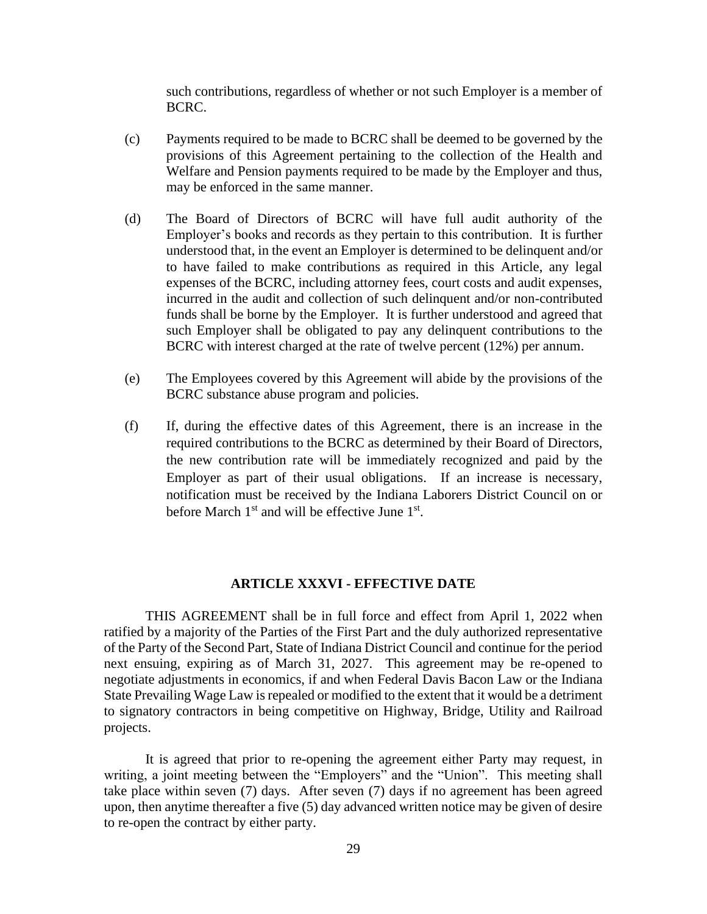such contributions, regardless of whether or not such Employer is a member of BCRC.

(c) Payments required to be made to BCRC shall be deemed to be governed by the provisions of this Agreement pertaining to the collection of the Health and Welfare and Pension payments required to be made by the Employer and thus, may be enforced in the same manner.

(d) The Board of Directors of BCRC will have full audit authority of the Employer's books and records as they pertain to this contribution. It is further understood that, in the event an Employer is determined to be delinquent and/or to have failed to make contributions as required in this Article, any legal expenses of the BCRC, including attorney fees, court costs and audit expenses, incurred in the audit and collection of such delinquent and/or non-contributed funds shall be borne by the Employer. It is further understood and agreed that such Employer shall be obligated to pay any delinquent contributions to the BCRC with interest charged at the rate of twelve percent (12%) per annum.

(e) The Employees covered by this Agreement will abide by the provisions of the BCRC substance abuse program and policies.

(f) If, during the effective dates of this Agreement, there is an increase in the required contributions to the BCRC as determined by their Board of Directors, the new contribution rate will be immediately recognized and paid by the Employer as part of their usual obligations. If an increase is necessary, notification must be received by the Indiana Laborers District Council on or before March 1st and will be effective June 1st.

## ARTICLE XXXVI - EFFECTIVE DATE

THIS AGREEMENT shall be in full force and effect from April 1, 2022 when ratified by a majority of the Parties of the First Part and the duly authorized representative of the Party of the Second Part, State of Indiana District Council and continue for the period next ensuing, expiring as of March 31, 2027. This agreement may be re-opened to negotiate adjustments in economics, if and when Federal Davis Bacon Law or the Indiana State Prevailing Wage Law is repealed or modified to the extent that it would be a detriment to signatory contractors in being competitive on Highway, Bridge, Utility and Railroad projects.

It is agreed that prior to re-opening the agreement either Party may request, in writing, a joint meeting between the "Employers" and the "Union". This meeting shall take place within seven (7) days. After seven (7) days if no agreement has been agreed upon, then anytime thereafter a five (5) day advanced written notice may be given of desire to re-open the contract by either party.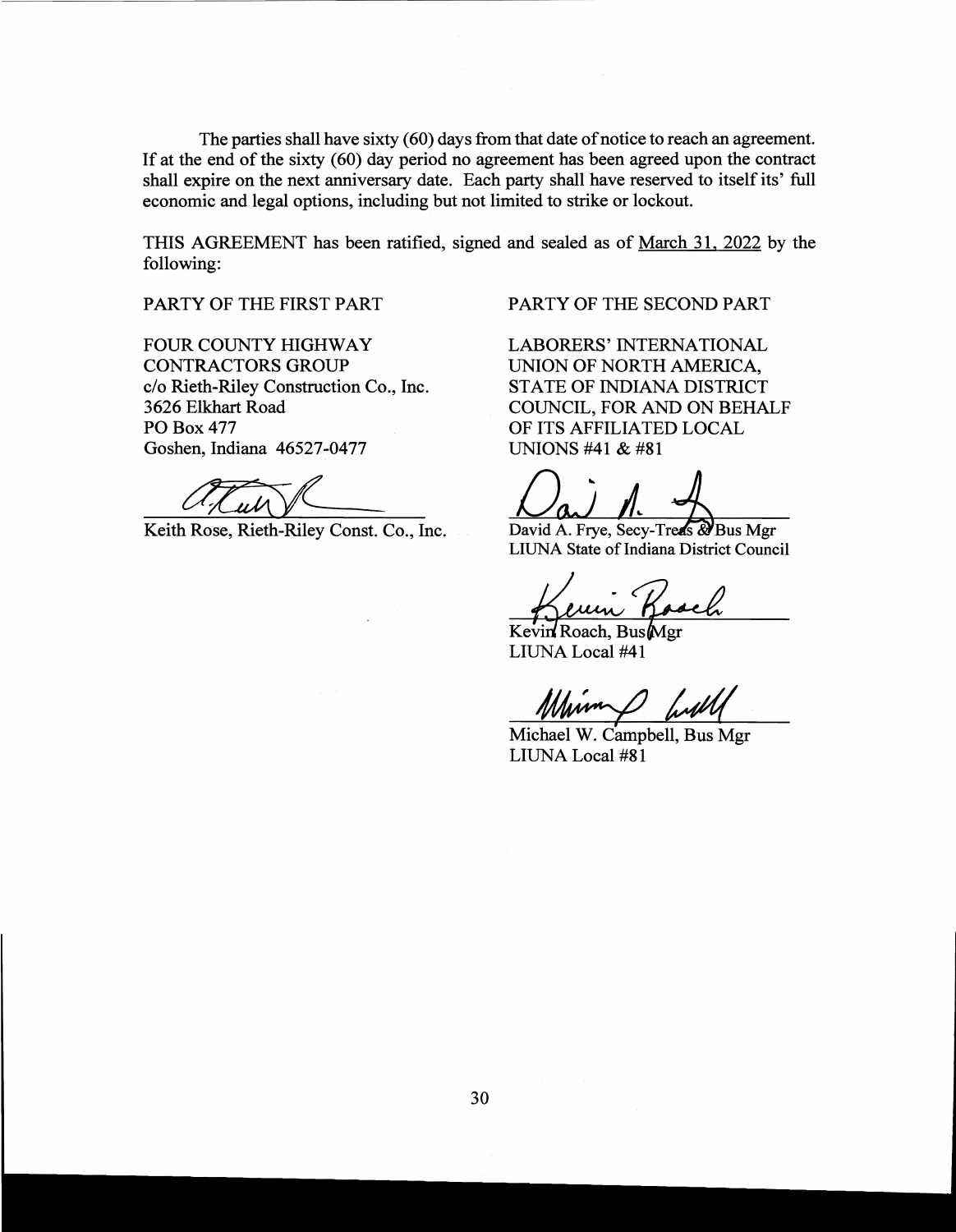The parties shall have sixty (60) days from that date of notice to reach an agreement. If at the end of the sixty (60) day period no agreement has been agreed upon the contract shall expire on the next anniversary date. Each party shall have reserved to itself its' full economic and legal options, including but not limited to strike or lockout.

THIS AGREEMENT has been ratified, signed and sealed as of March 31, 2022 by the following:

PARTY OF THE FIRST PART

FOUR COUNTY HIGHWAY
CONTRACTORS GROUP
c/o Rieth-Riley Construction Co., Inc.
3626 Elkhart Road
PO Box 477
Goshen, Indiana 46527-0477

Keith Rose, Rieth-Riley Const. Co., Inc.

PARTY OF THE SECOND PART

LABORERS' INTERNATIONAL
UNION OF NORTH AMERICA,
STATE OF INDIANA DISTRICT
COUNCIL, FOR AND ON BEHALF
OF ITS AFFILIATED LOCAL
UNIONS #41 & #81

David A. Frye, Secy-Treas & Bus Mgr
LIUNA State of Indiana District Council

Kevin Roach, Bus Mgr
LIUNA Local #41

Michael W. Campbell, Bus Mgr
LIUNA Local #81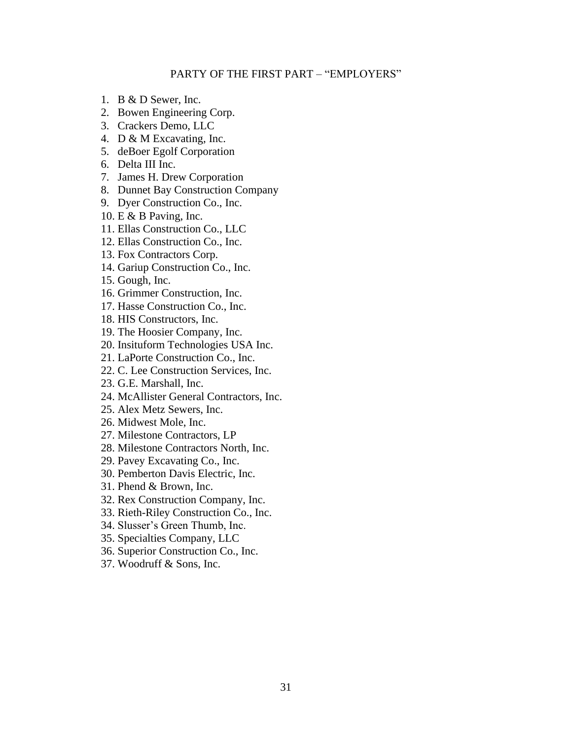PARTY OF THE FIRST PART – "EMPLOYERS"

1. B & D Sewer, Inc.
2. Bowen Engineering Corp.
3. Crackers Demo, LLC
4. D & M Excavating, Inc.
5. deBoer Egolf Corporation
6. Delta III Inc.
7. James H. Drew Corporation
8. Dunnet Bay Construction Company
9. Dyer Construction Co., Inc.
10. E & B Paving, Inc.
11. Ellas Construction Co., LLC
12. Ellas Construction Co., Inc.
13. Fox Contractors Corp.
14. Gariup Construction Co., Inc.
15. Gough, Inc.
16. Grimmer Construction, Inc.
17. Hasse Construction Co., Inc.
18. HIS Constructors, Inc.
19. The Hoosier Company, Inc.
20. Insituform Technologies USA Inc.
21. LaPorte Construction Co., Inc.
22. C. Lee Construction Services, Inc.
23. G.E. Marshall, Inc.
24. McAllister General Contractors, Inc.
25. Alex Metz Sewers, Inc.
26. Midwest Mole, Inc.
27. Milestone Contractors, LP
28. Milestone Contractors North, Inc.
29. Pavey Excavating Co., Inc.
30. Pemberton Davis Electric, Inc.
31. Phend & Brown, Inc.
32. Rex Construction Company, Inc.
33. Rieth-Riley Construction Co., Inc.
34. Slusser's Green Thumb, Inc.
35. Specialties Company, LLC
36. Superior Construction Co., Inc.
37. Woodruff & Sons, Inc.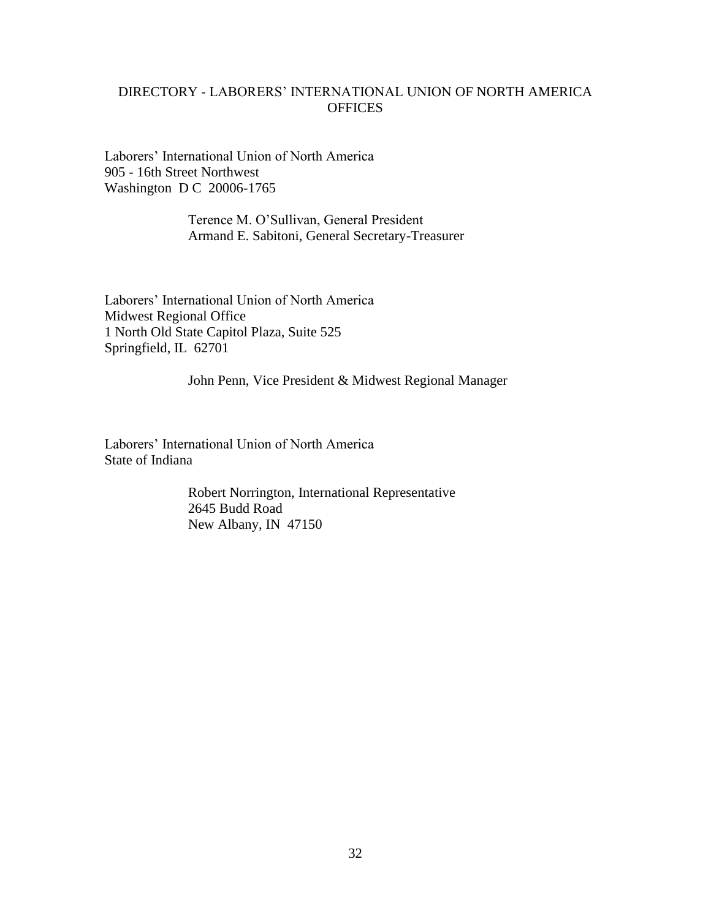## DIRECTORY - LABORERS' INTERNATIONAL UNION OF NORTH AMERICA OFFICES

Laborers' International Union of North America
905 - 16th Street Northwest
Washington D C 20006-1765

> Terence M. O'Sullivan, General President
> Armand E. Sabitoni, General Secretary-Treasurer

Laborers' International Union of North America
Midwest Regional Office
1 North Old State Capitol Plaza, Suite 525
Springfield, IL 62701

> John Penn, Vice President & Midwest Regional Manager

Laborers' International Union of North America
State of Indiana

> Robert Norrington, International Representative
> 2645 Budd Road
> New Albany, IN 47150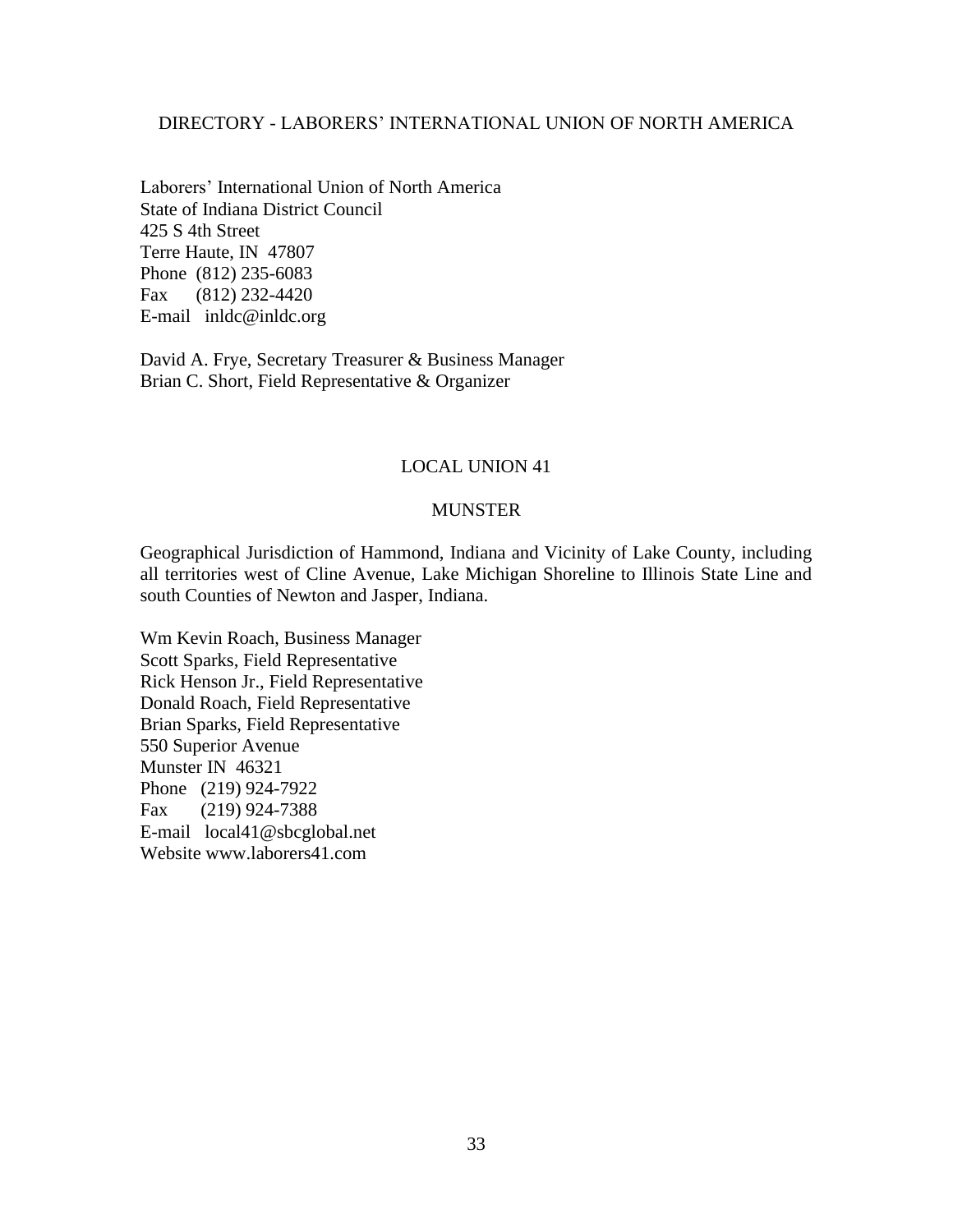## DIRECTORY - LABORERS' INTERNATIONAL UNION OF NORTH AMERICA

Laborers' International Union of North America
State of Indiana District Council
425 S 4th Street
Terre Haute, IN 47807
Phone (812) 235-6083
Fax (812) 232-4420
E-mail inldc@inldc.org

David A. Frye, Secretary Treasurer & Business Manager
Brian C. Short, Field Representative & Organizer

### LOCAL UNION 41

### MUNSTER

Geographical Jurisdiction of Hammond, Indiana and Vicinity of Lake County, including all territories west of Cline Avenue, Lake Michigan Shoreline to Illinois State Line and south Counties of Newton and Jasper, Indiana.

Wm Kevin Roach, Business Manager
Scott Sparks, Field Representative
Rick Henson Jr., Field Representative
Donald Roach, Field Representative
Brian Sparks, Field Representative
550 Superior Avenue
Munster IN 46321
Phone (219) 924-7922
Fax (219) 924-7388
E-mail local41@sbcglobal.net
Website www.laborers41.com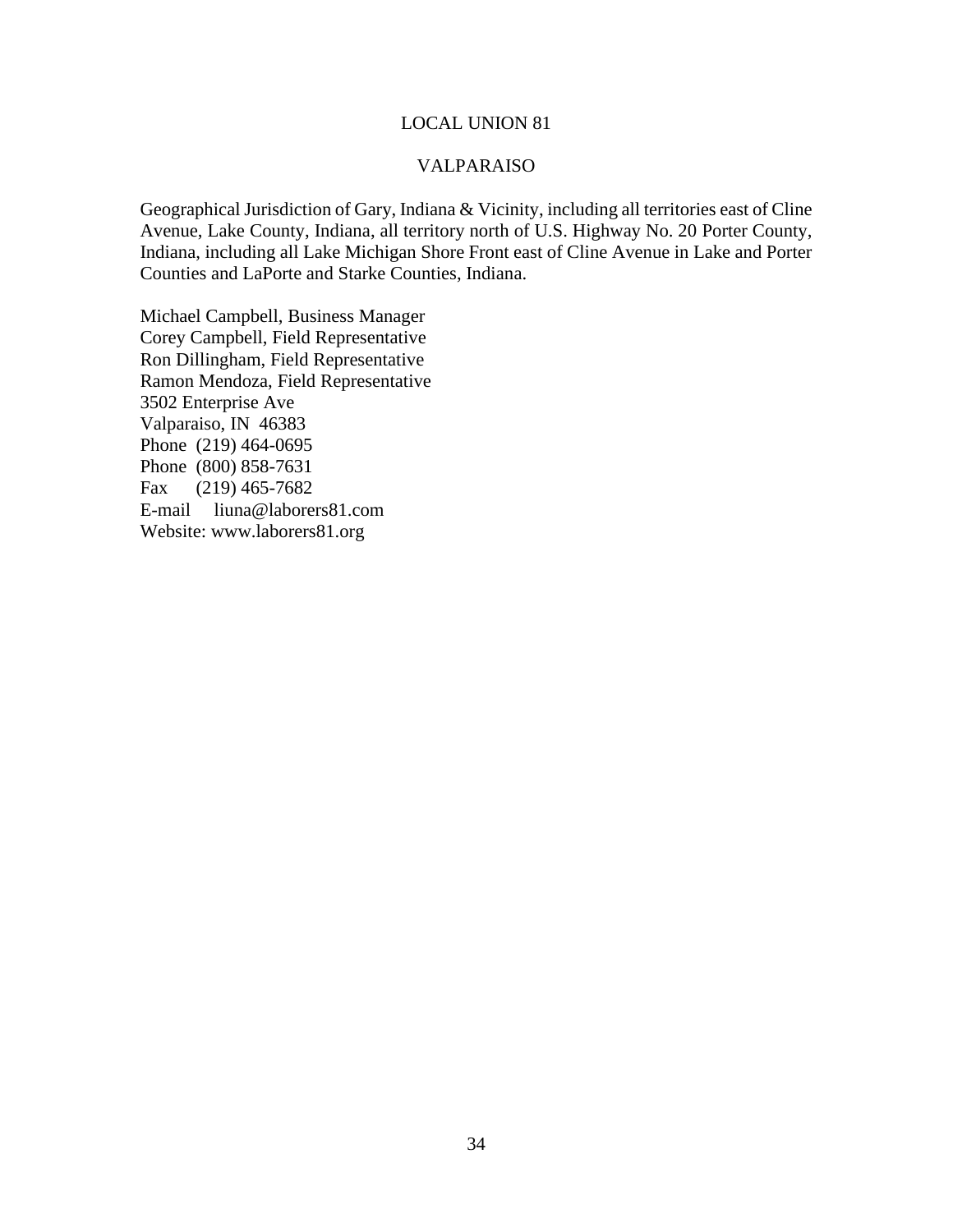## LOCAL UNION 81

## VALPARAISO

Geographical Jurisdiction of Gary, Indiana & Vicinity, including all territories east of Cline Avenue, Lake County, Indiana, all territory north of U.S. Highway No. 20 Porter County, Indiana, including all Lake Michigan Shore Front east of Cline Avenue in Lake and Porter Counties and LaPorte and Starke Counties, Indiana.

Michael Campbell, Business Manager
Corey Campbell, Field Representative
Ron Dillingham, Field Representative
Ramon Mendoza, Field Representative
3502 Enterprise Ave
Valparaiso, IN 46383
Phone (219) 464-0695
Phone (800) 858-7631
Fax (219) 465-7682
E-mail liuna@laborers81.com
Website: www.laborers81.org